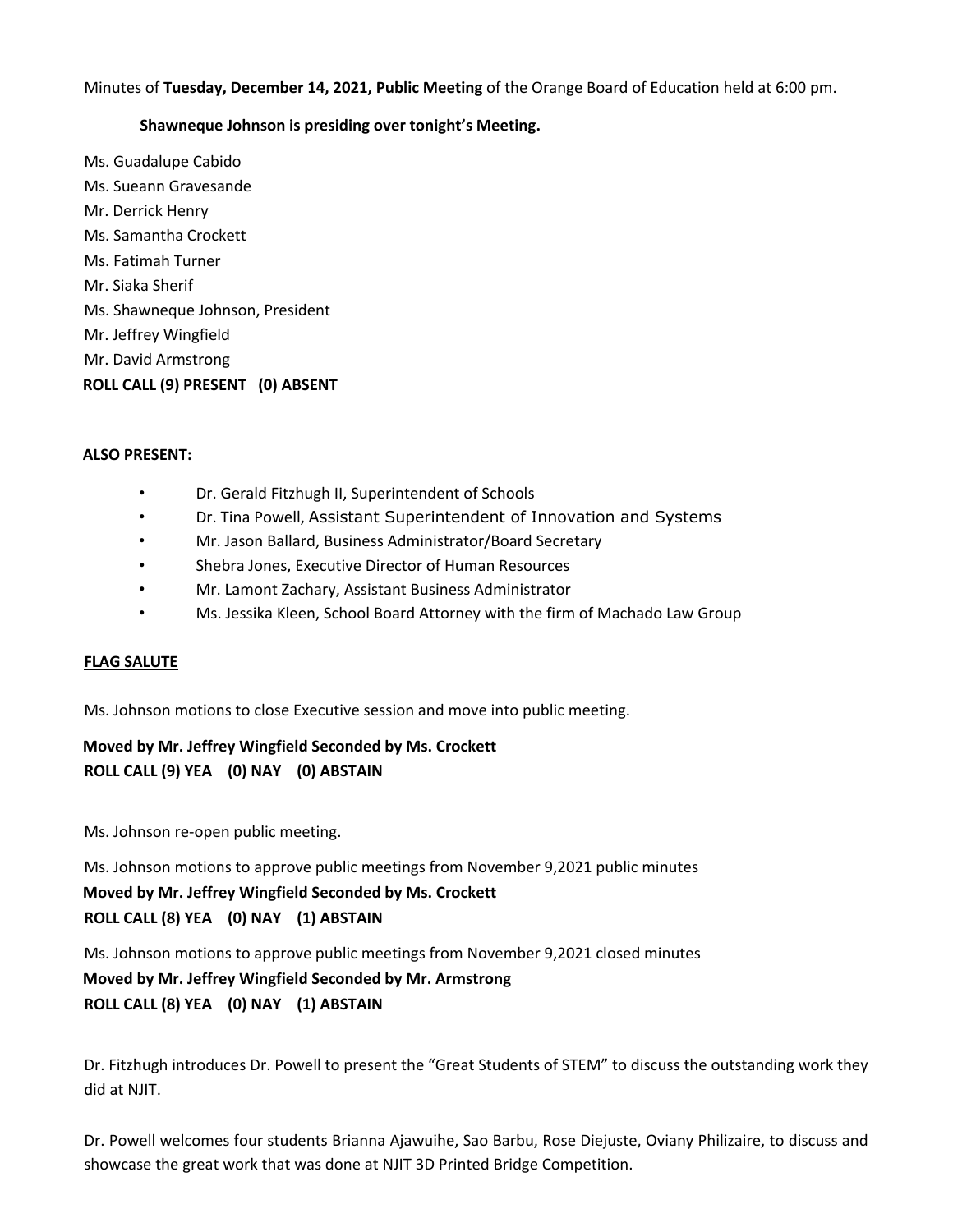Minutes of **Tuesday, December 14, 2021, Public Meeting** of the Orange Board of Education held at 6:00 pm.

**Shawneque Johnson is presiding over tonight's Meeting.**

Ms. Guadalupe Cabido
Ms. Sueann Gravesande
Mr. Derrick Henry
Ms. Samantha Crockett
Ms. Fatimah Turner
Mr. Siaka Sherif
Ms. Shawneque Johnson, President
Mr. Jeffrey Wingfield
Mr. David Armstrong
**ROLL CALL (9) PRESENT (0) ABSENT**

**ALSO PRESENT:**

- Dr. Gerald Fitzhugh II, Superintendent of Schools
- Dr. Tina Powell, Assistant Superintendent of Innovation and Systems
- Mr. Jason Ballard, Business Administrator/Board Secretary
- Shebra Jones, Executive Director of Human Resources
- Mr. Lamont Zachary, Assistant Business Administrator
- Ms. Jessika Kleen, School Board Attorney with the firm of Machado Law Group

**FLAG SALUTE**

Ms. Johnson motions to close Executive session and move into public meeting.

**Moved by Mr. Jeffrey Wingfield Seconded by Ms. Crockett**
**ROLL CALL (9) YEA (0) NAY (0) ABSTAIN**

Ms. Johnson re-open public meeting.

Ms. Johnson motions to approve public meetings from November 9,2021 public minutes
**Moved by Mr. Jeffrey Wingfield Seconded by Ms. Crockett**
**ROLL CALL (8) YEA (0) NAY (1) ABSTAIN**

Ms. Johnson motions to approve public meetings from November 9,2021 closed minutes
**Moved by Mr. Jeffrey Wingfield Seconded by Mr. Armstrong**
**ROLL CALL (8) YEA (0) NAY (1) ABSTAIN**

Dr. Fitzhugh introduces Dr. Powell to present the "Great Students of STEM" to discuss the outstanding work they did at NJIT.

Dr. Powell welcomes four students Brianna Ajawuihe, Sao Barbu, Rose Diejuste, Oviany Philizaire, to discuss and showcase the great work that was done at NJIT 3D Printed Bridge Competition.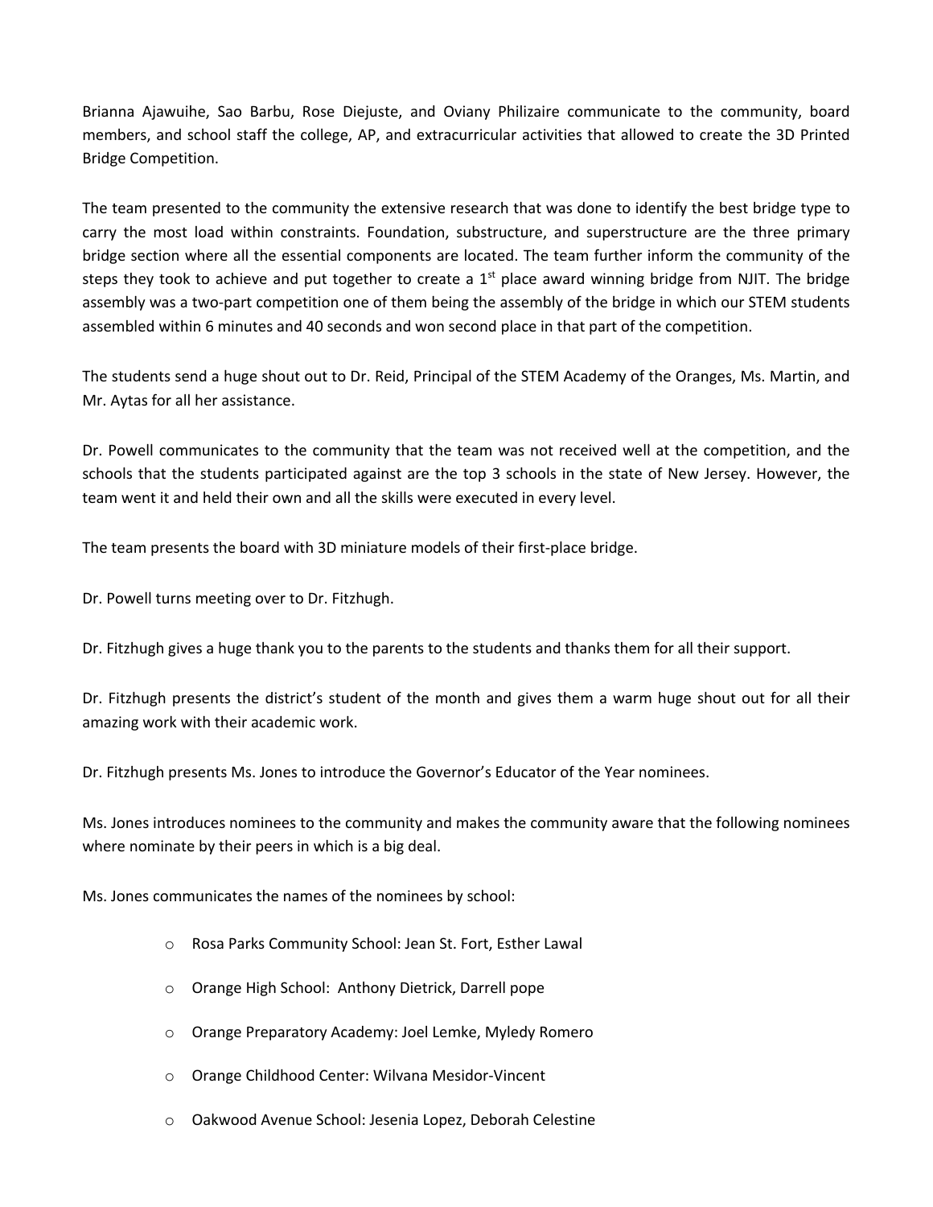Brianna Ajawuihe, Sao Barbu, Rose Diejuste, and Oviany Philizaire communicate to the community, board members, and school staff the college, AP, and extracurricular activities that allowed to create the 3D Printed Bridge Competition.

The team presented to the community the extensive research that was done to identify the best bridge type to carry the most load within constraints. Foundation, substructure, and superstructure are the three primary bridge section where all the essential components are located. The team further inform the community of the steps they took to achieve and put together to create a 1st place award winning bridge from NJIT. The bridge assembly was a two-part competition one of them being the assembly of the bridge in which our STEM students assembled within 6 minutes and 40 seconds and won second place in that part of the competition.

The students send a huge shout out to Dr. Reid, Principal of the STEM Academy of the Oranges, Ms. Martin, and Mr. Aytas for all her assistance.

Dr. Powell communicates to the community that the team was not received well at the competition, and the schools that the students participated against are the top 3 schools in the state of New Jersey. However, the team went it and held their own and all the skills were executed in every level.

The team presents the board with 3D miniature models of their first-place bridge.

Dr. Powell turns meeting over to Dr. Fitzhugh.

Dr. Fitzhugh gives a huge thank you to the parents to the students and thanks them for all their support.

Dr. Fitzhugh presents the district's student of the month and gives them a warm huge shout out for all their amazing work with their academic work.

Dr. Fitzhugh presents Ms. Jones to introduce the Governor's Educator of the Year nominees.

Ms. Jones introduces nominees to the community and makes the community aware that the following nominees where nominate by their peers in which is a big deal.

Ms. Jones communicates the names of the nominees by school:

- Rosa Parks Community School: Jean St. Fort, Esther Lawal
- Orange High School: Anthony Dietrick, Darrell pope
- Orange Preparatory Academy: Joel Lemke, Myledy Romero
- Orange Childhood Center: Wilvana Mesidor-Vincent
- Oakwood Avenue School: Jesenia Lopez, Deborah Celestine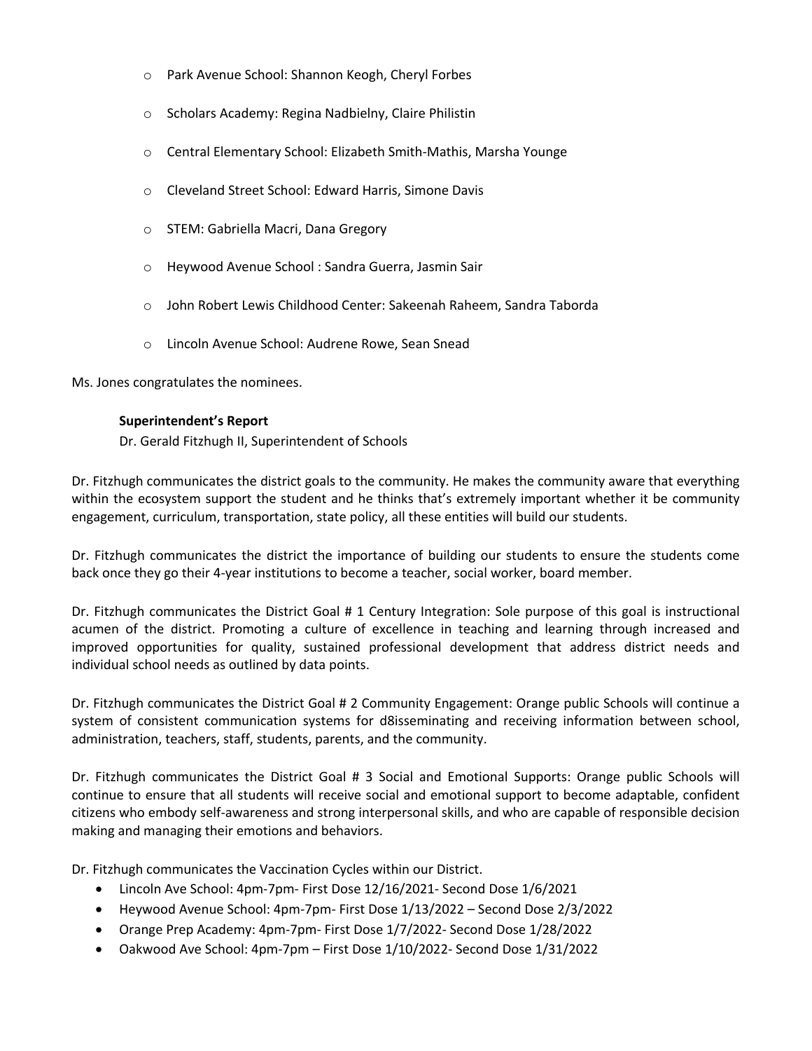- Park Avenue School: Shannon Keogh, Cheryl Forbes
- Scholars Academy: Regina Nadbielny, Claire Philistin
- Central Elementary School: Elizabeth Smith-Mathis, Marsha Younge
- Cleveland Street School: Edward Harris, Simone Davis
- STEM: Gabriella Macri, Dana Gregory
- Heywood Avenue School : Sandra Guerra, Jasmin Sair
- John Robert Lewis Childhood Center: Sakeenah Raheem, Sandra Taborda
- Lincoln Avenue School: Audrene Rowe, Sean Snead

Ms. Jones congratulates the nominees.

**Superintendent's Report**

Dr. Gerald Fitzhugh II, Superintendent of Schools

Dr. Fitzhugh communicates the district goals to the community. He makes the community aware that everything within the ecosystem support the student and he thinks that's extremely important whether it be community engagement, curriculum, transportation, state policy, all these entities will build our students.

Dr. Fitzhugh communicates the district the importance of building our students to ensure the students come back once they go their 4-year institutions to become a teacher, social worker, board member.

Dr. Fitzhugh communicates the District Goal # 1 Century Integration: Sole purpose of this goal is instructional acumen of the district. Promoting a culture of excellence in teaching and learning through increased and improved opportunities for quality, sustained professional development that address district needs and individual school needs as outlined by data points.

Dr. Fitzhugh communicates the District Goal # 2 Community Engagement: Orange public Schools will continue a system of consistent communication systems for d8isseminating and receiving information between school, administration, teachers, staff, students, parents, and the community.

Dr. Fitzhugh communicates the District Goal # 3 Social and Emotional Supports: Orange public Schools will continue to ensure that all students will receive social and emotional support to become adaptable, confident citizens who embody self-awareness and strong interpersonal skills, and who are capable of responsible decision making and managing their emotions and behaviors.

Dr. Fitzhugh communicates the Vaccination Cycles within our District.

- Lincoln Ave School: 4pm-7pm- First Dose 12/16/2021- Second Dose 1/6/2021
- Heywood Avenue School: 4pm-7pm- First Dose 1/13/2022 – Second Dose 2/3/2022
- Orange Prep Academy: 4pm-7pm- First Dose 1/7/2022- Second Dose 1/28/2022
- Oakwood Ave School: 4pm-7pm – First Dose 1/10/2022- Second Dose 1/31/2022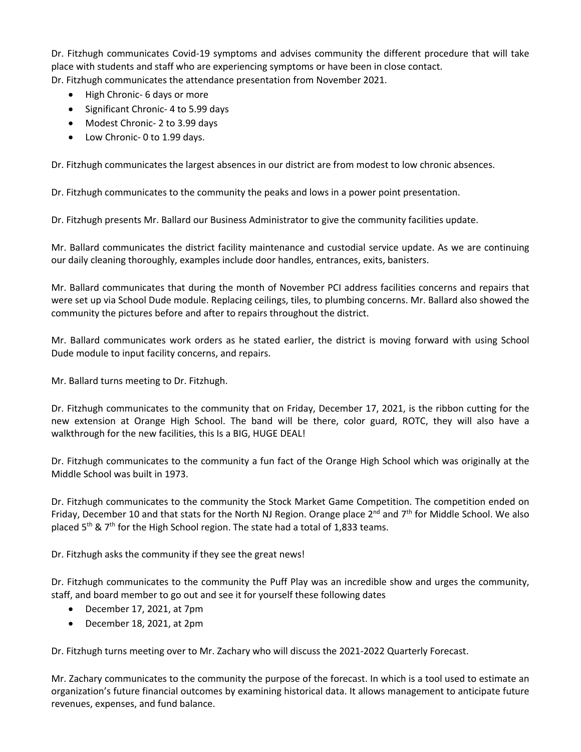Dr. Fitzhugh communicates Covid-19 symptoms and advises community the different procedure that will take place with students and staff who are experiencing symptoms or have been in close contact.
Dr. Fitzhugh communicates the attendance presentation from November 2021.

- High Chronic- 6 days or more
- Significant Chronic- 4 to 5.99 days
- Modest Chronic- 2 to 3.99 days
- Low Chronic- 0 to 1.99 days.

Dr. Fitzhugh communicates the largest absences in our district are from modest to low chronic absences.

Dr. Fitzhugh communicates to the community the peaks and lows in a power point presentation.

Dr. Fitzhugh presents Mr. Ballard our Business Administrator to give the community facilities update.

Mr. Ballard communicates the district facility maintenance and custodial service update. As we are continuing our daily cleaning thoroughly, examples include door handles, entrances, exits, banisters.

Mr. Ballard communicates that during the month of November PCI address facilities concerns and repairs that were set up via School Dude module. Replacing ceilings, tiles, to plumbing concerns. Mr. Ballard also showed the community the pictures before and after to repairs throughout the district.

Mr. Ballard communicates work orders as he stated earlier, the district is moving forward with using School Dude module to input facility concerns, and repairs.

Mr. Ballard turns meeting to Dr. Fitzhugh.

Dr. Fitzhugh communicates to the community that on Friday, December 17, 2021, is the ribbon cutting for the new extension at Orange High School. The band will be there, color guard, ROTC, they will also have a walkthrough for the new facilities, this Is a BIG, HUGE DEAL!

Dr. Fitzhugh communicates to the community a fun fact of the Orange High School which was originally at the Middle School was built in 1973.

Dr. Fitzhugh communicates to the community the Stock Market Game Competition. The competition ended on Friday, December 10 and that stats for the North NJ Region. Orange place 2nd and 7th for Middle School. We also placed 5th & 7th for the High School region. The state had a total of 1,833 teams.

Dr. Fitzhugh asks the community if they see the great news!

Dr. Fitzhugh communicates to the community the Puff Play was an incredible show and urges the community, staff, and board member to go out and see it for yourself these following dates

- December 17, 2021, at 7pm
- December 18, 2021, at 2pm

Dr. Fitzhugh turns meeting over to Mr. Zachary who will discuss the 2021-2022 Quarterly Forecast.

Mr. Zachary communicates to the community the purpose of the forecast. In which is a tool used to estimate an organization's future financial outcomes by examining historical data. It allows management to anticipate future revenues, expenses, and fund balance.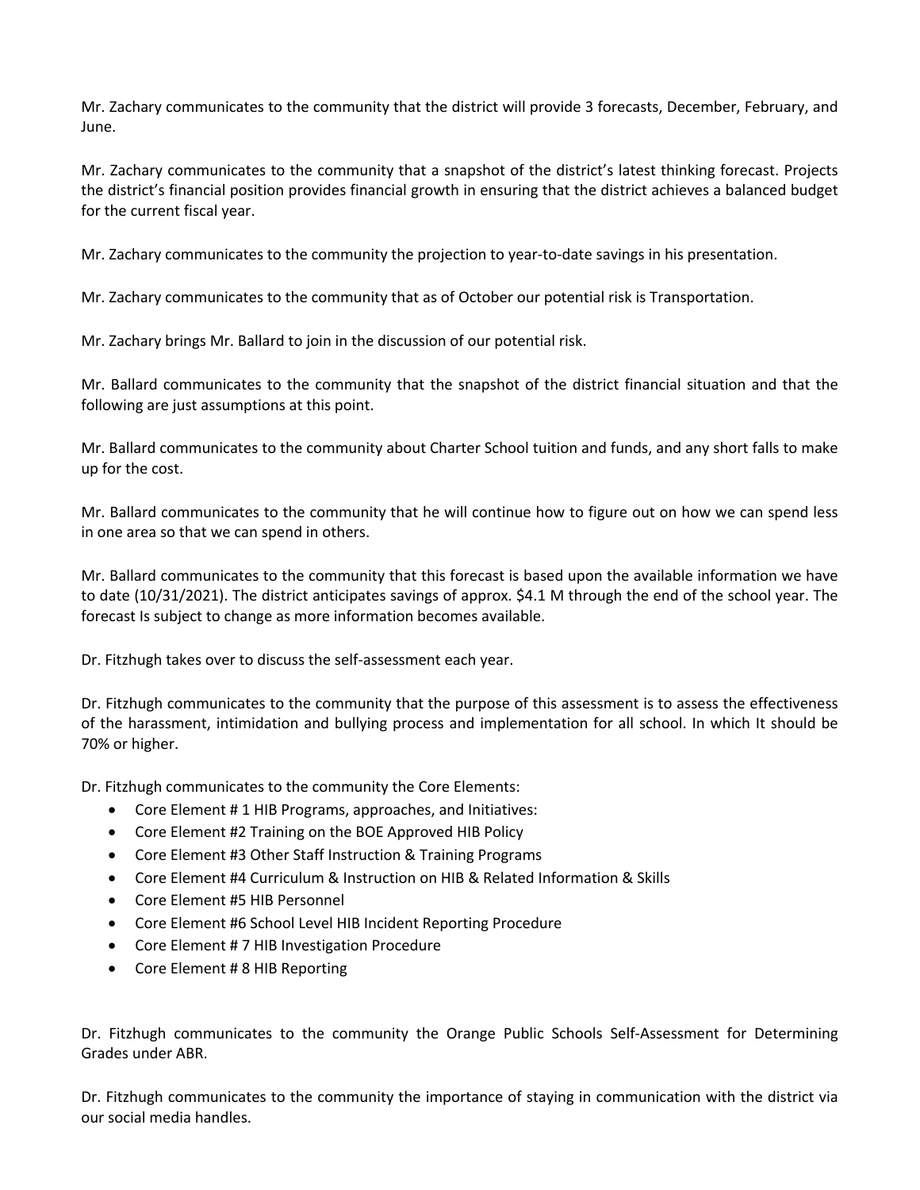Mr. Zachary communicates to the community that the district will provide 3 forecasts, December, February, and June.

Mr. Zachary communicates to the community that a snapshot of the district's latest thinking forecast. Projects the district's financial position provides financial growth in ensuring that the district achieves a balanced budget for the current fiscal year.

Mr. Zachary communicates to the community the projection to year-to-date savings in his presentation.

Mr. Zachary communicates to the community that as of October our potential risk is Transportation.

Mr. Zachary brings Mr. Ballard to join in the discussion of our potential risk.

Mr. Ballard communicates to the community that the snapshot of the district financial situation and that the following are just assumptions at this point.

Mr. Ballard communicates to the community about Charter School tuition and funds, and any short falls to make up for the cost.

Mr. Ballard communicates to the community that he will continue how to figure out on how we can spend less in one area so that we can spend in others.

Mr. Ballard communicates to the community that this forecast is based upon the available information we have to date (10/31/2021). The district anticipates savings of approx. $4.1 M through the end of the school year. The forecast Is subject to change as more information becomes available.

Dr. Fitzhugh takes over to discuss the self-assessment each year.

Dr. Fitzhugh communicates to the community that the purpose of this assessment is to assess the effectiveness of the harassment, intimidation and bullying process and implementation for all school. In which It should be 70% or higher.

Dr. Fitzhugh communicates to the community the Core Elements:

- Core Element # 1 HIB Programs, approaches, and Initiatives:
- Core Element #2 Training on the BOE Approved HIB Policy
- Core Element #3 Other Staff Instruction & Training Programs
- Core Element #4 Curriculum & Instruction on HIB & Related Information & Skills
- Core Element #5 HIB Personnel
- Core Element #6 School Level HIB Incident Reporting Procedure
- Core Element # 7 HIB Investigation Procedure
- Core Element # 8 HIB Reporting

Dr. Fitzhugh communicates to the community the Orange Public Schools Self-Assessment for Determining Grades under ABR.

Dr. Fitzhugh communicates to the community the importance of staying in communication with the district via our social media handles.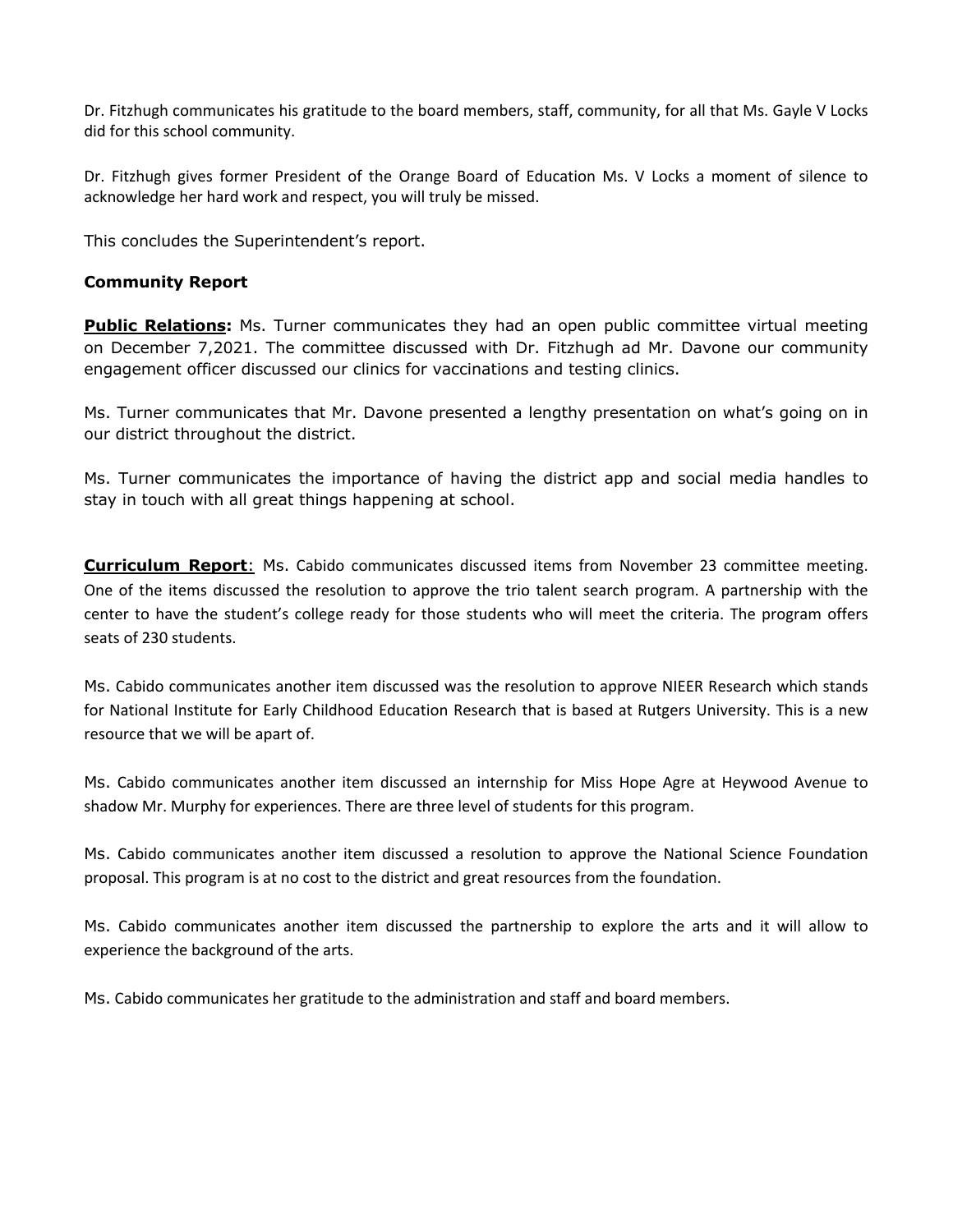Dr. Fitzhugh communicates his gratitude to the board members, staff, community, for all that Ms. Gayle V Locks did for this school community.

Dr. Fitzhugh gives former President of the Orange Board of Education Ms. V Locks a moment of silence to acknowledge her hard work and respect, you will truly be missed.

This concludes the Superintendent's report.

**Community Report**

**Public Relations:** Ms. Turner communicates they had an open public committee virtual meeting on December 7,2021. The committee discussed with Dr. Fitzhugh ad Mr. Davone our community engagement officer discussed our clinics for vaccinations and testing clinics.

Ms. Turner communicates that Mr. Davone presented a lengthy presentation on what's going on in our district throughout the district.

Ms. Turner communicates the importance of having the district app and social media handles to stay in touch with all great things happening at school.

**Curriculum Report**: Ms. Cabido communicates discussed items from November 23 committee meeting. One of the items discussed the resolution to approve the trio talent search program. A partnership with the center to have the student's college ready for those students who will meet the criteria. The program offers seats of 230 students.

Ms. Cabido communicates another item discussed was the resolution to approve NIEER Research which stands for National Institute for Early Childhood Education Research that is based at Rutgers University. This is a new resource that we will be apart of.

Ms. Cabido communicates another item discussed an internship for Miss Hope Agre at Heywood Avenue to shadow Mr. Murphy for experiences. There are three level of students for this program.

Ms. Cabido communicates another item discussed a resolution to approve the National Science Foundation proposal. This program is at no cost to the district and great resources from the foundation.

Ms. Cabido communicates another item discussed the partnership to explore the arts and it will allow to experience the background of the arts.

Ms. Cabido communicates her gratitude to the administration and staff and board members.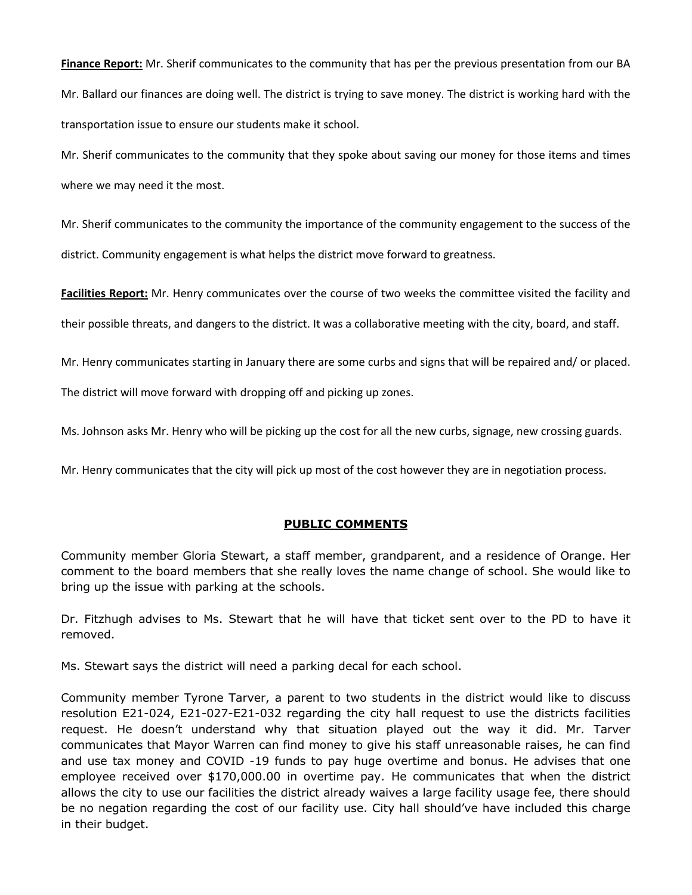**Finance Report:** Mr. Sherif communicates to the community that has per the previous presentation from our BA Mr. Ballard our finances are doing well. The district is trying to save money. The district is working hard with the transportation issue to ensure our students make it school.

Mr. Sherif communicates to the community that they spoke about saving our money for those items and times where we may need it the most.

Mr. Sherif communicates to the community the importance of the community engagement to the success of the district. Community engagement is what helps the district move forward to greatness.

**Facilities Report:** Mr. Henry communicates over the course of two weeks the committee visited the facility and their possible threats, and dangers to the district. It was a collaborative meeting with the city, board, and staff.

Mr. Henry communicates starting in January there are some curbs and signs that will be repaired and/ or placed. The district will move forward with dropping off and picking up zones.

Ms. Johnson asks Mr. Henry who will be picking up the cost for all the new curbs, signage, new crossing guards.

Mr. Henry communicates that the city will pick up most of the cost however they are in negotiation process.

## PUBLIC COMMENTS

Community member Gloria Stewart, a staff member, grandparent, and a residence of Orange. Her comment to the board members that she really loves the name change of school. She would like to bring up the issue with parking at the schools.

Dr. Fitzhugh advises to Ms. Stewart that he will have that ticket sent over to the PD to have it removed.

Ms. Stewart says the district will need a parking decal for each school.

Community member Tyrone Tarver, a parent to two students in the district would like to discuss resolution E21-024, E21-027-E21-032 regarding the city hall request to use the districts facilities request. He doesn't understand why that situation played out the way it did. Mr. Tarver communicates that Mayor Warren can find money to give his staff unreasonable raises, he can find and use tax money and COVID -19 funds to pay huge overtime and bonus. He advises that one employee received over $170,000.00 in overtime pay. He communicates that when the district allows the city to use our facilities the district already waives a large facility usage fee, there should be no negation regarding the cost of our facility use. City hall should've have included this charge in their budget.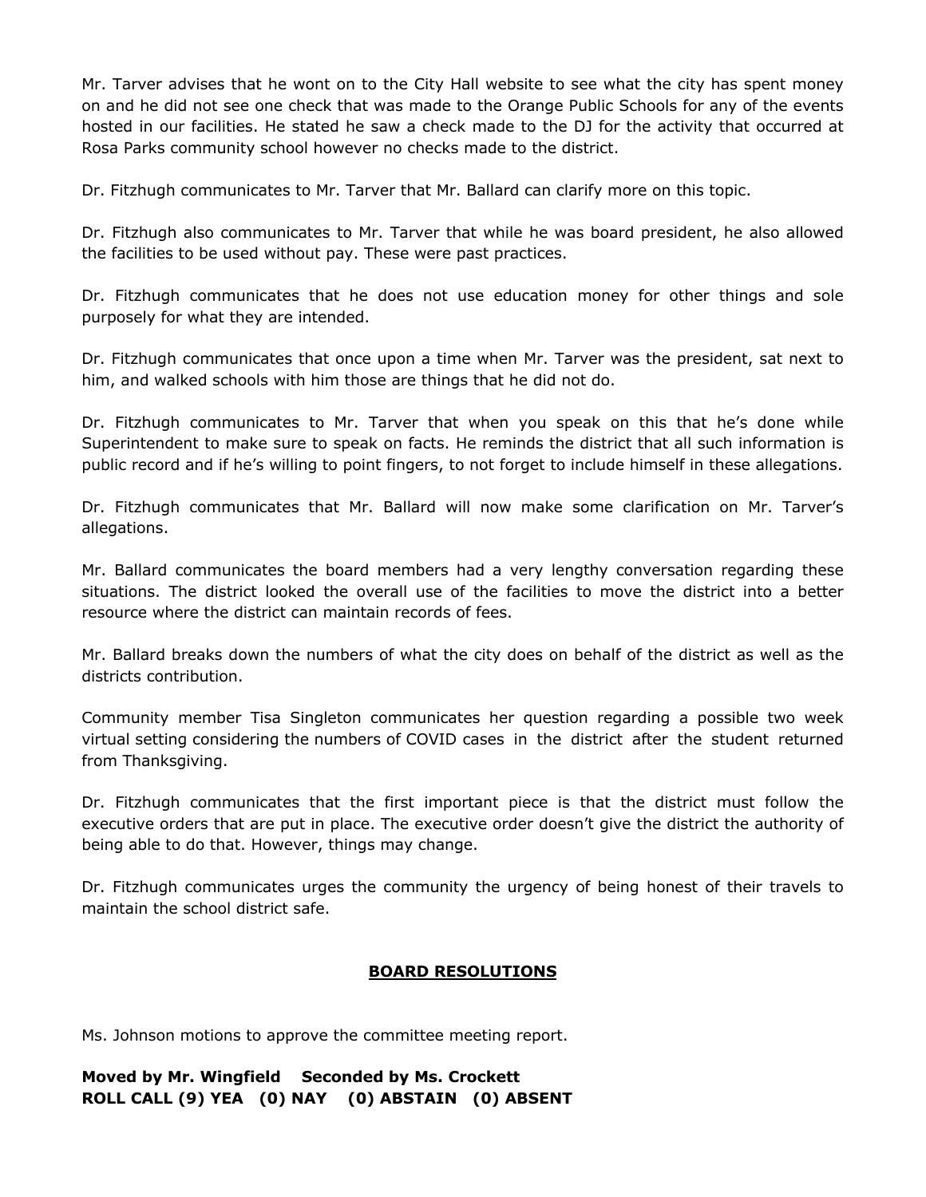Mr. Tarver advises that he wont on to the City Hall website to see what the city has spent money on and he did not see one check that was made to the Orange Public Schools for any of the events hosted in our facilities. He stated he saw a check made to the DJ for the activity that occurred at Rosa Parks community school however no checks made to the district.

Dr. Fitzhugh communicates to Mr. Tarver that Mr. Ballard can clarify more on this topic.

Dr. Fitzhugh also communicates to Mr. Tarver that while he was board president, he also allowed the facilities to be used without pay. These were past practices.

Dr. Fitzhugh communicates that he does not use education money for other things and sole purposely for what they are intended.

Dr. Fitzhugh communicates that once upon a time when Mr. Tarver was the president, sat next to him, and walked schools with him those are things that he did not do.

Dr. Fitzhugh communicates to Mr. Tarver that when you speak on this that he's done while Superintendent to make sure to speak on facts. He reminds the district that all such information is public record and if he's willing to point fingers, to not forget to include himself in these allegations.

Dr. Fitzhugh communicates that Mr. Ballard will now make some clarification on Mr. Tarver's allegations.

Mr. Ballard communicates the board members had a very lengthy conversation regarding these situations. The district looked the overall use of the facilities to move the district into a better resource where the district can maintain records of fees.

Mr. Ballard breaks down the numbers of what the city does on behalf of the district as well as the districts contribution.

Community member Tisa Singleton communicates her question regarding a possible two week virtual setting considering the numbers of COVID cases in the district after the student returned from Thanksgiving.

Dr. Fitzhugh communicates that the first important piece is that the district must follow the executive orders that are put in place. The executive order doesn't give the district the authority of being able to do that. However, things may change.

Dr. Fitzhugh communicates urges the community the urgency of being honest of their travels to maintain the school district safe.

## BOARD RESOLUTIONS

Ms. Johnson motions to approve the committee meeting report.

**Moved by Mr. Wingfield Seconded by Ms. Crockett**
**ROLL CALL (9) YEA (0) NAY (0) ABSTAIN (0) ABSENT**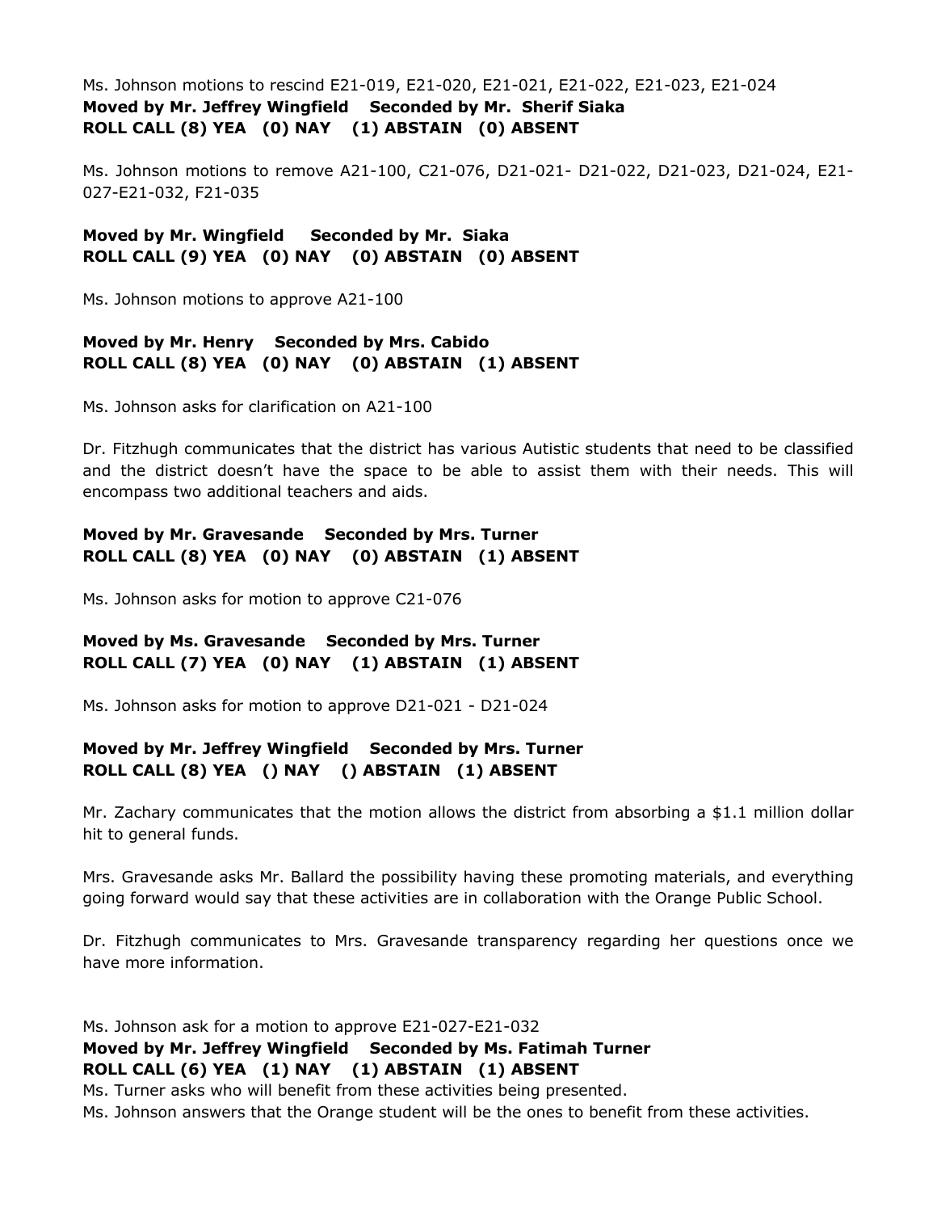Ms. Johnson motions to rescind E21-019, E21-020, E21-021, E21-022, E21-023, E21-024
**Moved by Mr. Jeffrey Wingfield Seconded by Mr. Sherif Siaka**
**ROLL CALL (8) YEA (0) NAY (1) ABSTAIN (0) ABSENT**

Ms. Johnson motions to remove A21-100, C21-076, D21-021- D21-022, D21-023, D21-024, E21-027-E21-032, F21-035

**Moved by Mr. Wingfield Seconded by Mr. Siaka**
**ROLL CALL (9) YEA (0) NAY (0) ABSTAIN (0) ABSENT**

Ms. Johnson motions to approve A21-100

**Moved by Mr. Henry Seconded by Mrs. Cabido**
**ROLL CALL (8) YEA (0) NAY (0) ABSTAIN (1) ABSENT**

Ms. Johnson asks for clarification on A21-100

Dr. Fitzhugh communicates that the district has various Autistic students that need to be classified and the district doesn't have the space to be able to assist them with their needs. This will encompass two additional teachers and aids.

**Moved by Mr. Gravesande Seconded by Mrs. Turner**
**ROLL CALL (8) YEA (0) NAY (0) ABSTAIN (1) ABSENT**

Ms. Johnson asks for motion to approve C21-076

**Moved by Ms. Gravesande Seconded by Mrs. Turner**
**ROLL CALL (7) YEA (0) NAY (1) ABSTAIN (1) ABSENT**

Ms. Johnson asks for motion to approve D21-021 - D21-024

**Moved by Mr. Jeffrey Wingfield Seconded by Mrs. Turner**
**ROLL CALL (8) YEA () NAY () ABSTAIN (1) ABSENT**

Mr. Zachary communicates that the motion allows the district from absorbing a $1.1 million dollar hit to general funds.

Mrs. Gravesande asks Mr. Ballard the possibility having these promoting materials, and everything going forward would say that these activities are in collaboration with the Orange Public School.

Dr. Fitzhugh communicates to Mrs. Gravesande transparency regarding her questions once we have more information.

Ms. Johnson ask for a motion to approve E21-027-E21-032
**Moved by Mr. Jeffrey Wingfield Seconded by Ms. Fatimah Turner**
**ROLL CALL (6) YEA (1) NAY (1) ABSTAIN (1) ABSENT**
Ms. Turner asks who will benefit from these activities being presented.
Ms. Johnson answers that the Orange student will be the ones to benefit from these activities.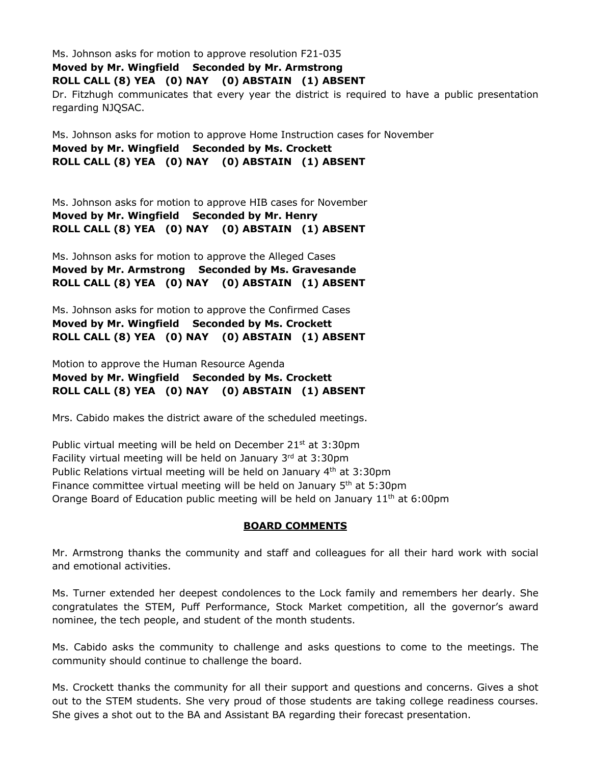Ms. Johnson asks for motion to approve resolution F21-035
**Moved by Mr. Wingfield Seconded by Mr. Armstrong**
**ROLL CALL (8) YEA (0) NAY (0) ABSTAIN (1) ABSENT**
Dr. Fitzhugh communicates that every year the district is required to have a public presentation regarding NJQSAC.

Ms. Johnson asks for motion to approve Home Instruction cases for November
**Moved by Mr. Wingfield Seconded by Ms. Crockett**
**ROLL CALL (8) YEA (0) NAY (0) ABSTAIN (1) ABSENT**

Ms. Johnson asks for motion to approve HIB cases for November
**Moved by Mr. Wingfield Seconded by Mr. Henry**
**ROLL CALL (8) YEA (0) NAY (0) ABSTAIN (1) ABSENT**

Ms. Johnson asks for motion to approve the Alleged Cases
**Moved by Mr. Armstrong Seconded by Ms. Gravesande**
**ROLL CALL (8) YEA (0) NAY (0) ABSTAIN (1) ABSENT**

Ms. Johnson asks for motion to approve the Confirmed Cases
**Moved by Mr. Wingfield Seconded by Ms. Crockett**
**ROLL CALL (8) YEA (0) NAY (0) ABSTAIN (1) ABSENT**

Motion to approve the Human Resource Agenda
**Moved by Mr. Wingfield Seconded by Ms. Crockett**
**ROLL CALL (8) YEA (0) NAY (0) ABSTAIN (1) ABSENT**

Mrs. Cabido makes the district aware of the scheduled meetings.

Public virtual meeting will be held on December 21st at 3:30pm
Facility virtual meeting will be held on January 3rd at 3:30pm
Public Relations virtual meeting will be held on January 4th at 3:30pm
Finance committee virtual meeting will be held on January 5th at 5:30pm
Orange Board of Education public meeting will be held on January 11th at 6:00pm

## BOARD COMMENTS

Mr. Armstrong thanks the community and staff and colleagues for all their hard work with social and emotional activities.

Ms. Turner extended her deepest condolences to the Lock family and remembers her dearly. She congratulates the STEM, Puff Performance, Stock Market competition, all the governor's award nominee, the tech people, and student of the month students.

Ms. Cabido asks the community to challenge and asks questions to come to the meetings. The community should continue to challenge the board.

Ms. Crockett thanks the community for all their support and questions and concerns. Gives a shot out to the STEM students. She very proud of those students are taking college readiness courses. She gives a shot out to the BA and Assistant BA regarding their forecast presentation.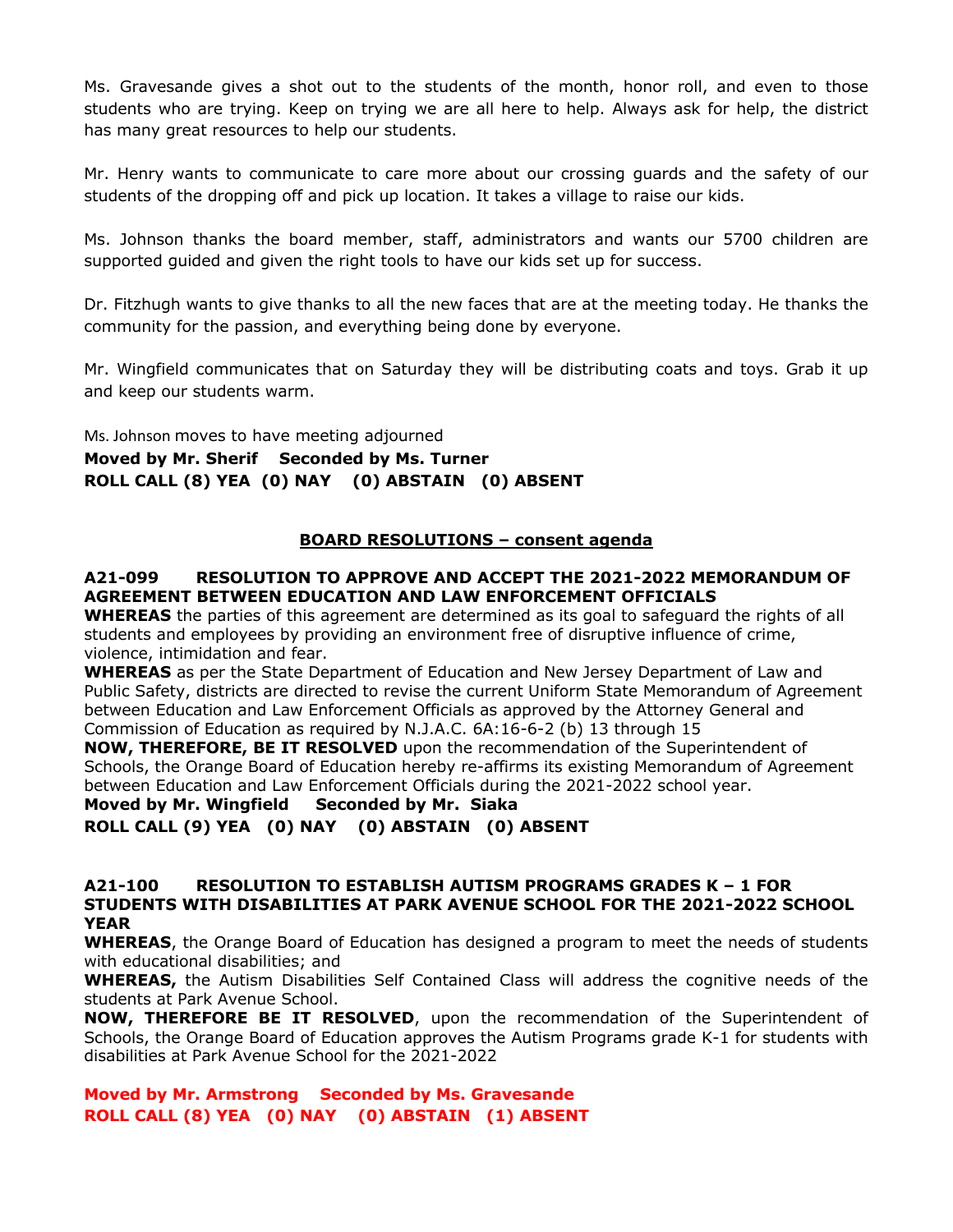Ms. Gravesande gives a shot out to the students of the month, honor roll, and even to those students who are trying. Keep on trying we are all here to help. Always ask for help, the district has many great resources to help our students.

Mr. Henry wants to communicate to care more about our crossing guards and the safety of our students of the dropping off and pick up location. It takes a village to raise our kids.

Ms. Johnson thanks the board member, staff, administrators and wants our 5700 children are supported guided and given the right tools to have our kids set up for success.

Dr. Fitzhugh wants to give thanks to all the new faces that are at the meeting today. He thanks the community for the passion, and everything being done by everyone.

Mr. Wingfield communicates that on Saturday they will be distributing coats and toys. Grab it up and keep our students warm.

Ms. Johnson moves to have meeting adjourned

**Moved by Mr. Sherif Seconded by Ms. Turner**
**ROLL CALL (8) YEA (0) NAY (0) ABSTAIN (0) ABSENT**

## BOARD RESOLUTIONS – consent agenda

**A21-099 RESOLUTION TO APPROVE AND ACCEPT THE 2021-2022 MEMORANDUM OF AGREEMENT BETWEEN EDUCATION AND LAW ENFORCEMENT OFFICIALS**

**WHEREAS** the parties of this agreement are determined as its goal to safeguard the rights of all students and employees by providing an environment free of disruptive influence of crime, violence, intimidation and fear.

**WHEREAS** as per the State Department of Education and New Jersey Department of Law and Public Safety, districts are directed to revise the current Uniform State Memorandum of Agreement between Education and Law Enforcement Officials as approved by the Attorney General and Commission of Education as required by N.J.A.C. 6A:16-6-2 (b) 13 through 15

**NOW, THEREFORE, BE IT RESOLVED** upon the recommendation of the Superintendent of Schools, the Orange Board of Education hereby re-affirms its existing Memorandum of Agreement between Education and Law Enforcement Officials during the 2021-2022 school year.

**Moved by Mr. Wingfield Seconded by Mr. Siaka**
**ROLL CALL (9) YEA (0) NAY (0) ABSTAIN (0) ABSENT**

**A21-100 RESOLUTION TO ESTABLISH AUTISM PROGRAMS GRADES K – 1 FOR STUDENTS WITH DISABILITIES AT PARK AVENUE SCHOOL FOR THE 2021-2022 SCHOOL YEAR**

**WHEREAS**, the Orange Board of Education has designed a program to meet the needs of students with educational disabilities; and

**WHEREAS,** the Autism Disabilities Self Contained Class will address the cognitive needs of the students at Park Avenue School.

**NOW, THEREFORE BE IT RESOLVED**, upon the recommendation of the Superintendent of Schools, the Orange Board of Education approves the Autism Programs grade K-1 for students with disabilities at Park Avenue School for the 2021-2022

**Moved by Mr. Armstrong Seconded by Ms. Gravesande**
**ROLL CALL (8) YEA (0) NAY (0) ABSTAIN (1) ABSENT**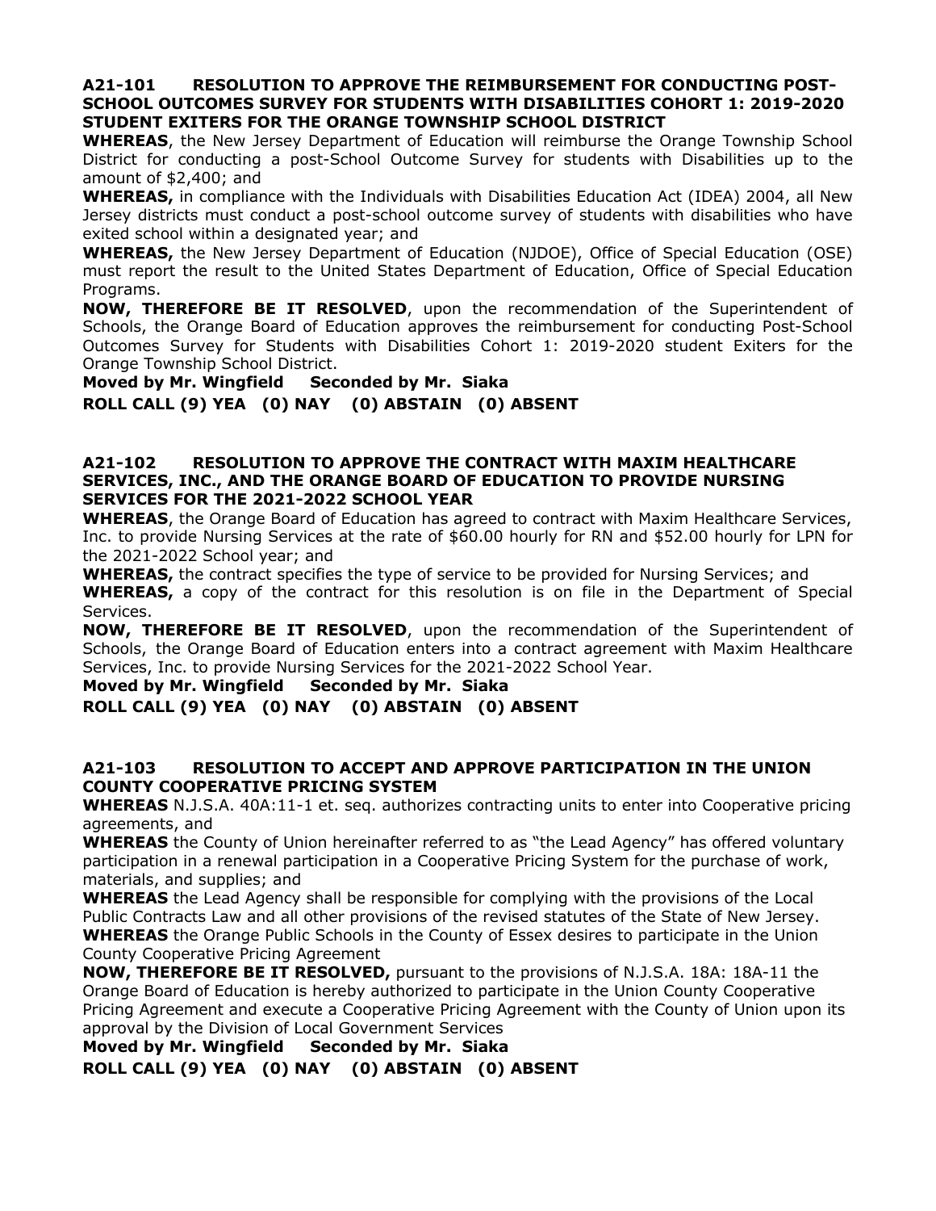**A21-101 RESOLUTION TO APPROVE THE REIMBURSEMENT FOR CONDUCTING POST-SCHOOL OUTCOMES SURVEY FOR STUDENTS WITH DISABILITIES COHORT 1: 2019-2020 STUDENT EXITERS FOR THE ORANGE TOWNSHIP SCHOOL DISTRICT**

**WHEREAS**, the New Jersey Department of Education will reimburse the Orange Township School District for conducting a post-School Outcome Survey for students with Disabilities up to the amount of $2,400; and

**WHEREAS,** in compliance with the Individuals with Disabilities Education Act (IDEA) 2004, all New Jersey districts must conduct a post-school outcome survey of students with disabilities who have exited school within a designated year; and

**WHEREAS,** the New Jersey Department of Education (NJDOE), Office of Special Education (OSE) must report the result to the United States Department of Education, Office of Special Education Programs.

**NOW, THEREFORE BE IT RESOLVED**, upon the recommendation of the Superintendent of Schools, the Orange Board of Education approves the reimbursement for conducting Post-School Outcomes Survey for Students with Disabilities Cohort 1: 2019-2020 student Exiters for the Orange Township School District.

**Moved by Mr. Wingfield Seconded by Mr. Siaka**

**ROLL CALL (9) YEA (0) NAY (0) ABSTAIN (0) ABSENT**

**A21-102 RESOLUTION TO APPROVE THE CONTRACT WITH MAXIM HEALTHCARE SERVICES, INC., AND THE ORANGE BOARD OF EDUCATION TO PROVIDE NURSING SERVICES FOR THE 2021-2022 SCHOOL YEAR**

**WHEREAS**, the Orange Board of Education has agreed to contract with Maxim Healthcare Services, Inc. to provide Nursing Services at the rate of $60.00 hourly for RN and $52.00 hourly for LPN for the 2021-2022 School year; and

**WHEREAS,** the contract specifies the type of service to be provided for Nursing Services; and

**WHEREAS,** a copy of the contract for this resolution is on file in the Department of Special Services.

**NOW, THEREFORE BE IT RESOLVED**, upon the recommendation of the Superintendent of Schools, the Orange Board of Education enters into a contract agreement with Maxim Healthcare Services, Inc. to provide Nursing Services for the 2021-2022 School Year.

**Moved by Mr. Wingfield Seconded by Mr. Siaka**

**ROLL CALL (9) YEA (0) NAY (0) ABSTAIN (0) ABSENT**

**A21-103 RESOLUTION TO ACCEPT AND APPROVE PARTICIPATION IN THE UNION COUNTY COOPERATIVE PRICING SYSTEM**

**WHEREAS** N.J.S.A. 40A:11-1 et. seq. authorizes contracting units to enter into Cooperative pricing agreements, and

**WHEREAS** the County of Union hereinafter referred to as "the Lead Agency" has offered voluntary participation in a renewal participation in a Cooperative Pricing System for the purchase of work, materials, and supplies; and

**WHEREAS** the Lead Agency shall be responsible for complying with the provisions of the Local Public Contracts Law and all other provisions of the revised statutes of the State of New Jersey.

**WHEREAS** the Orange Public Schools in the County of Essex desires to participate in the Union County Cooperative Pricing Agreement

**NOW, THEREFORE BE IT RESOLVED,** pursuant to the provisions of N.J.S.A. 18A: 18A-11 the Orange Board of Education is hereby authorized to participate in the Union County Cooperative Pricing Agreement and execute a Cooperative Pricing Agreement with the County of Union upon its approval by the Division of Local Government Services

**Moved by Mr. Wingfield Seconded by Mr. Siaka**

**ROLL CALL (9) YEA (0) NAY (0) ABSTAIN (0) ABSENT**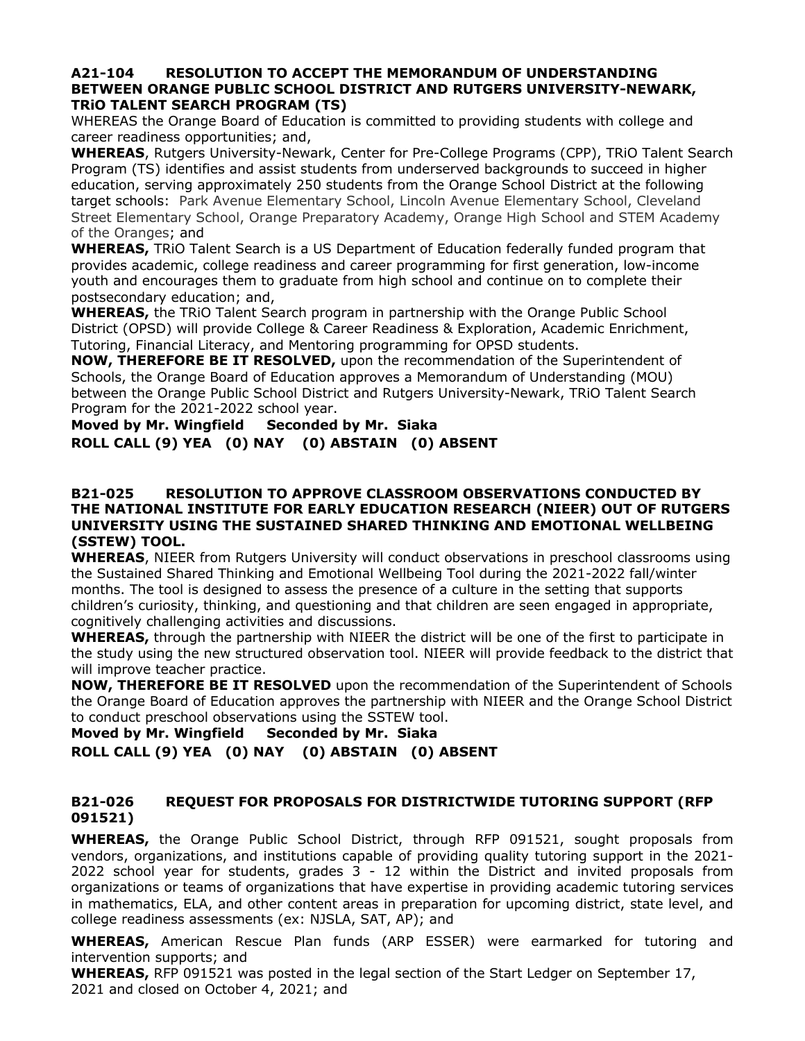**A21-104 RESOLUTION TO ACCEPT THE MEMORANDUM OF UNDERSTANDING BETWEEN ORANGE PUBLIC SCHOOL DISTRICT AND RUTGERS UNIVERSITY-NEWARK, TRiO TALENT SEARCH PROGRAM (TS)**

WHEREAS the Orange Board of Education is committed to providing students with college and career readiness opportunities; and,

**WHEREAS**, Rutgers University-Newark, Center for Pre-College Programs (CPP), TRiO Talent Search Program (TS) identifies and assist students from underserved backgrounds to succeed in higher education, serving approximately 250 students from the Orange School District at the following target schools: Park Avenue Elementary School, Lincoln Avenue Elementary School, Cleveland Street Elementary School, Orange Preparatory Academy, Orange High School and STEM Academy of the Oranges; and

**WHEREAS,** TRiO Talent Search is a US Department of Education federally funded program that provides academic, college readiness and career programming for first generation, low-income youth and encourages them to graduate from high school and continue on to complete their postsecondary education; and,

**WHEREAS,** the TRiO Talent Search program in partnership with the Orange Public School District (OPSD) will provide College & Career Readiness & Exploration, Academic Enrichment, Tutoring, Financial Literacy, and Mentoring programming for OPSD students.

**NOW, THEREFORE BE IT RESOLVED,** upon the recommendation of the Superintendent of Schools, the Orange Board of Education approves a Memorandum of Understanding (MOU) between the Orange Public School District and Rutgers University-Newark, TRiO Talent Search Program for the 2021-2022 school year.

**Moved by Mr. Wingfield Seconded by Mr. Siaka**

**ROLL CALL (9) YEA (0) NAY (0) ABSTAIN (0) ABSENT**

**B21-025 RESOLUTION TO APPROVE CLASSROOM OBSERVATIONS CONDUCTED BY THE NATIONAL INSTITUTE FOR EARLY EDUCATION RESEARCH (NIEER) OUT OF RUTGERS UNIVERSITY USING THE SUSTAINED SHARED THINKING AND EMOTIONAL WELLBEING (SSTEW) TOOL.**

**WHEREAS**, NIEER from Rutgers University will conduct observations in preschool classrooms using the Sustained Shared Thinking and Emotional Wellbeing Tool during the 2021-2022 fall/winter months. The tool is designed to assess the presence of a culture in the setting that supports children's curiosity, thinking, and questioning and that children are seen engaged in appropriate, cognitively challenging activities and discussions.

**WHEREAS,** through the partnership with NIEER the district will be one of the first to participate in the study using the new structured observation tool. NIEER will provide feedback to the district that will improve teacher practice.

**NOW, THEREFORE BE IT RESOLVED** upon the recommendation of the Superintendent of Schools the Orange Board of Education approves the partnership with NIEER and the Orange School District to conduct preschool observations using the SSTEW tool.

**Moved by Mr. Wingfield Seconded by Mr. Siaka**

**ROLL CALL (9) YEA (0) NAY (0) ABSTAIN (0) ABSENT**

**B21-026 REQUEST FOR PROPOSALS FOR DISTRICTWIDE TUTORING SUPPORT (RFP 091521)**

**WHEREAS,** the Orange Public School District, through RFP 091521, sought proposals from vendors, organizations, and institutions capable of providing quality tutoring support in the 2021-2022 school year for students, grades 3 - 12 within the District and invited proposals from organizations or teams of organizations that have expertise in providing academic tutoring services in mathematics, ELA, and other content areas in preparation for upcoming district, state level, and college readiness assessments (ex: NJSLA, SAT, AP); and

**WHEREAS,** American Rescue Plan funds (ARP ESSER) were earmarked for tutoring and intervention supports; and

**WHEREAS,** RFP 091521 was posted in the legal section of the Start Ledger on September 17, 2021 and closed on October 4, 2021; and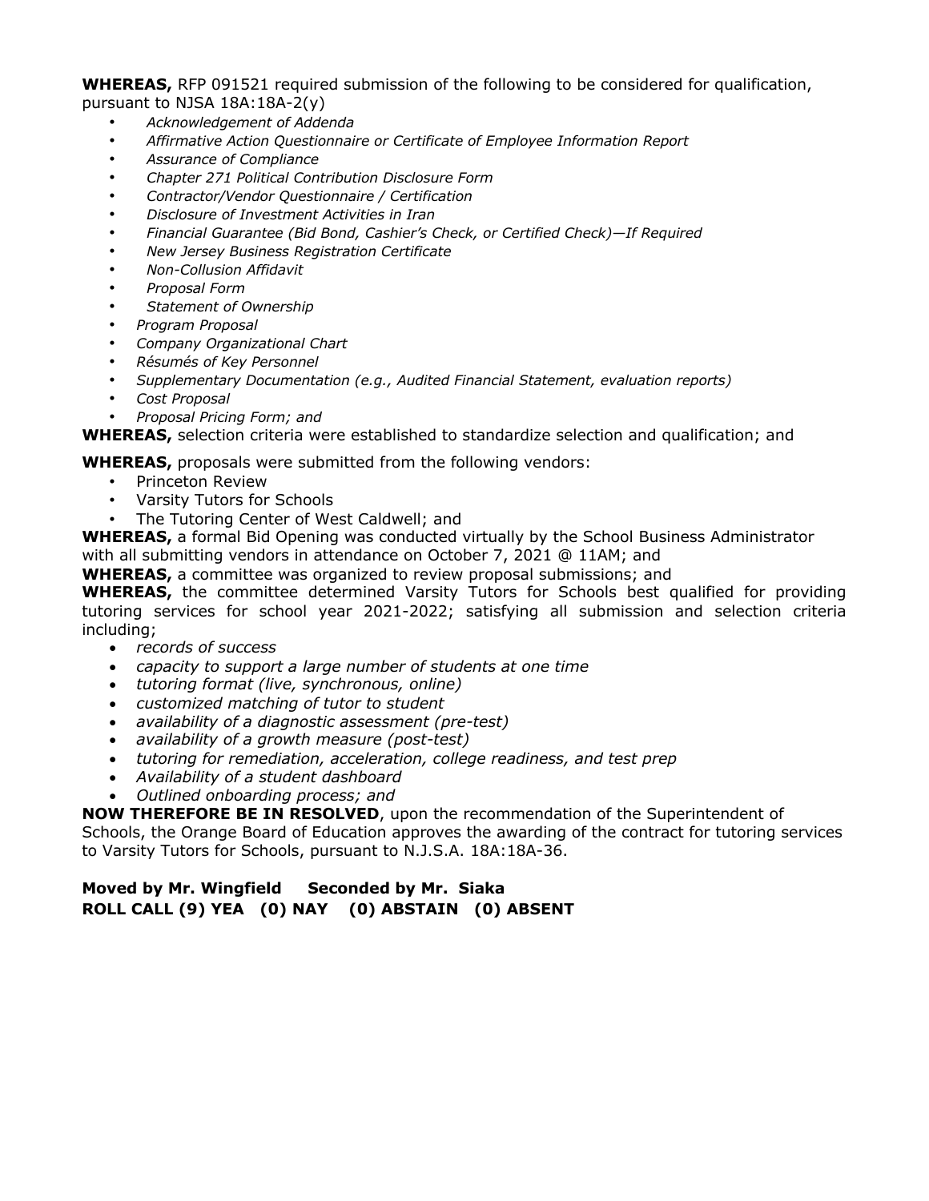**WHEREAS,** RFP 091521 required submission of the following to be considered for qualification, pursuant to NJSA 18A:18A-2(y)

- *Acknowledgement of Addenda*
- *Affirmative Action Questionnaire or Certificate of Employee Information Report*
- *Assurance of Compliance*
- *Chapter 271 Political Contribution Disclosure Form*
- *Contractor/Vendor Questionnaire / Certification*
- *Disclosure of Investment Activities in Iran*
- *Financial Guarantee (Bid Bond, Cashier's Check, or Certified Check)—If Required*
- *New Jersey Business Registration Certificate*
- *Non-Collusion Affidavit*
- *Proposal Form*
- *Statement of Ownership*
- *Program Proposal*
- *Company Organizational Chart*
- *Résumés of Key Personnel*
- *Supplementary Documentation (e.g., Audited Financial Statement, evaluation reports)*
- *Cost Proposal*
- *Proposal Pricing Form; and*

**WHEREAS,** selection criteria were established to standardize selection and qualification; and

**WHEREAS,** proposals were submitted from the following vendors:

- Princeton Review
- Varsity Tutors for Schools
- The Tutoring Center of West Caldwell; and

**WHEREAS,** a formal Bid Opening was conducted virtually by the School Business Administrator with all submitting vendors in attendance on October 7, 2021 @ 11AM; and

**WHEREAS,** a committee was organized to review proposal submissions; and

**WHEREAS,** the committee determined Varsity Tutors for Schools best qualified for providing tutoring services for school year 2021-2022; satisfying all submission and selection criteria including;

- *records of success*
- *capacity to support a large number of students at one time*
- *tutoring format (live, synchronous, online)*
- *customized matching of tutor to student*
- *availability of a diagnostic assessment (pre-test)*
- *availability of a growth measure (post-test)*
- *tutoring for remediation, acceleration, college readiness, and test prep*
- *Availability of a student dashboard*
- *Outlined onboarding process; and*

**NOW THEREFORE BE IN RESOLVED**, upon the recommendation of the Superintendent of Schools, the Orange Board of Education approves the awarding of the contract for tutoring services to Varsity Tutors for Schools, pursuant to N.J.S.A. 18A:18A-36.

**Moved by Mr. Wingfield Seconded by Mr. Siaka**
**ROLL CALL (9) YEA (0) NAY (0) ABSTAIN (0) ABSENT**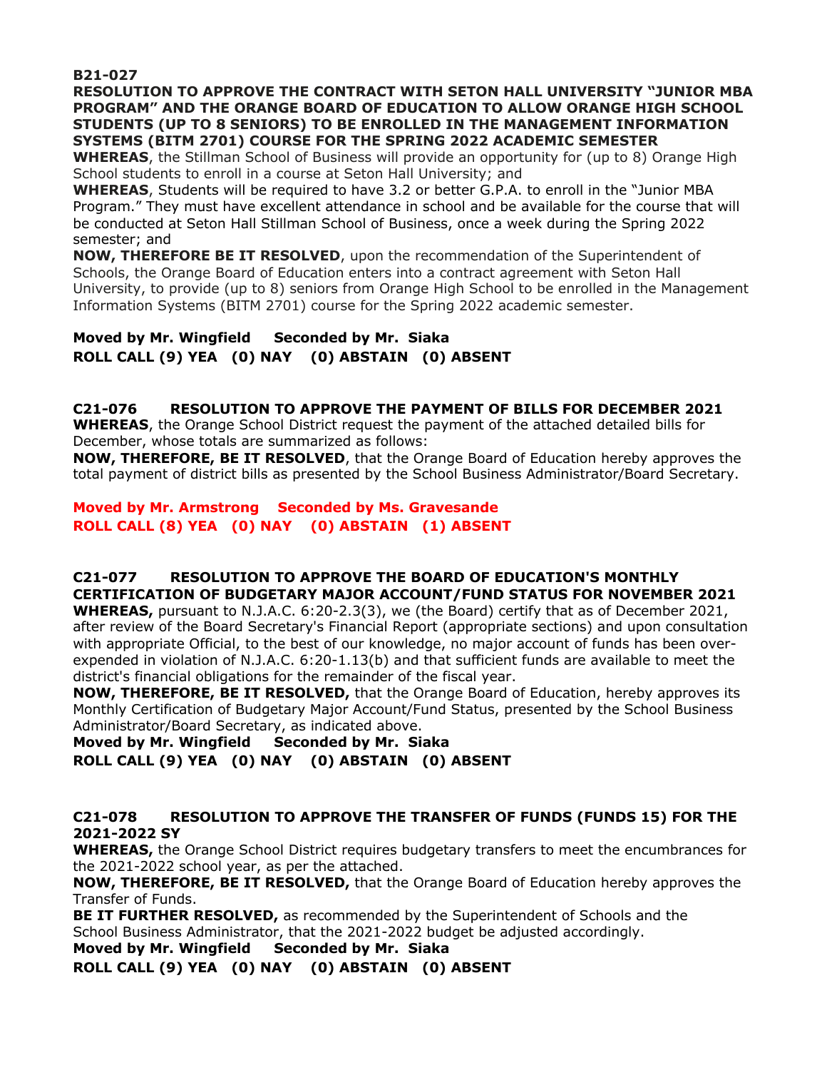**B21-027**
**RESOLUTION TO APPROVE THE CONTRACT WITH SETON HALL UNIVERSITY "JUNIOR MBA PROGRAM" AND THE ORANGE BOARD OF EDUCATION TO ALLOW ORANGE HIGH SCHOOL STUDENTS (UP TO 8 SENIORS) TO BE ENROLLED IN THE MANAGEMENT INFORMATION SYSTEMS (BITM 2701) COURSE FOR THE SPRING 2022 ACADEMIC SEMESTER**

**WHEREAS**, the Stillman School of Business will provide an opportunity for (up to 8) Orange High School students to enroll in a course at Seton Hall University; and

**WHEREAS**, Students will be required to have 3.2 or better G.P.A. to enroll in the "Junior MBA Program." They must have excellent attendance in school and be available for the course that will be conducted at Seton Hall Stillman School of Business, once a week during the Spring 2022 semester; and

**NOW, THEREFORE BE IT RESOLVED**, upon the recommendation of the Superintendent of Schools, the Orange Board of Education enters into a contract agreement with Seton Hall University, to provide (up to 8) seniors from Orange High School to be enrolled in the Management Information Systems (BITM 2701) course for the Spring 2022 academic semester.

**Moved by Mr. Wingfield Seconded by Mr. Siaka**
**ROLL CALL (9) YEA (0) NAY (0) ABSTAIN (0) ABSENT**

**C21-076 RESOLUTION TO APPROVE THE PAYMENT OF BILLS FOR DECEMBER 2021**

**WHEREAS**, the Orange School District request the payment of the attached detailed bills for December, whose totals are summarized as follows:

**NOW, THEREFORE, BE IT RESOLVED**, that the Orange Board of Education hereby approves the total payment of district bills as presented by the School Business Administrator/Board Secretary.

**Moved by Mr. Armstrong Seconded by Ms. Gravesande**
**ROLL CALL (8) YEA (0) NAY (0) ABSTAIN (1) ABSENT**

**C21-077 RESOLUTION TO APPROVE THE BOARD OF EDUCATION'S MONTHLY CERTIFICATION OF BUDGETARY MAJOR ACCOUNT/FUND STATUS FOR NOVEMBER 2021**

**WHEREAS,** pursuant to N.J.A.C. 6:20-2.3(3), we (the Board) certify that as of December 2021, after review of the Board Secretary's Financial Report (appropriate sections) and upon consultation with appropriate Official, to the best of our knowledge, no major account of funds has been over-expended in violation of N.J.A.C. 6:20-1.13(b) and that sufficient funds are available to meet the district's financial obligations for the remainder of the fiscal year.

**NOW, THEREFORE, BE IT RESOLVED,** that the Orange Board of Education, hereby approves its Monthly Certification of Budgetary Major Account/Fund Status, presented by the School Business Administrator/Board Secretary, as indicated above.

**Moved by Mr. Wingfield Seconded by Mr. Siaka**
**ROLL CALL (9) YEA (0) NAY (0) ABSTAIN (0) ABSENT**

**C21-078 RESOLUTION TO APPROVE THE TRANSFER OF FUNDS (FUNDS 15) FOR THE 2021-2022 SY**

**WHEREAS,** the Orange School District requires budgetary transfers to meet the encumbrances for the 2021-2022 school year, as per the attached.

**NOW, THEREFORE, BE IT RESOLVED,** that the Orange Board of Education hereby approves the Transfer of Funds.

**BE IT FURTHER RESOLVED,** as recommended by the Superintendent of Schools and the School Business Administrator, that the 2021-2022 budget be adjusted accordingly.

**Moved by Mr. Wingfield Seconded by Mr. Siaka**
**ROLL CALL (9) YEA (0) NAY (0) ABSTAIN (0) ABSENT**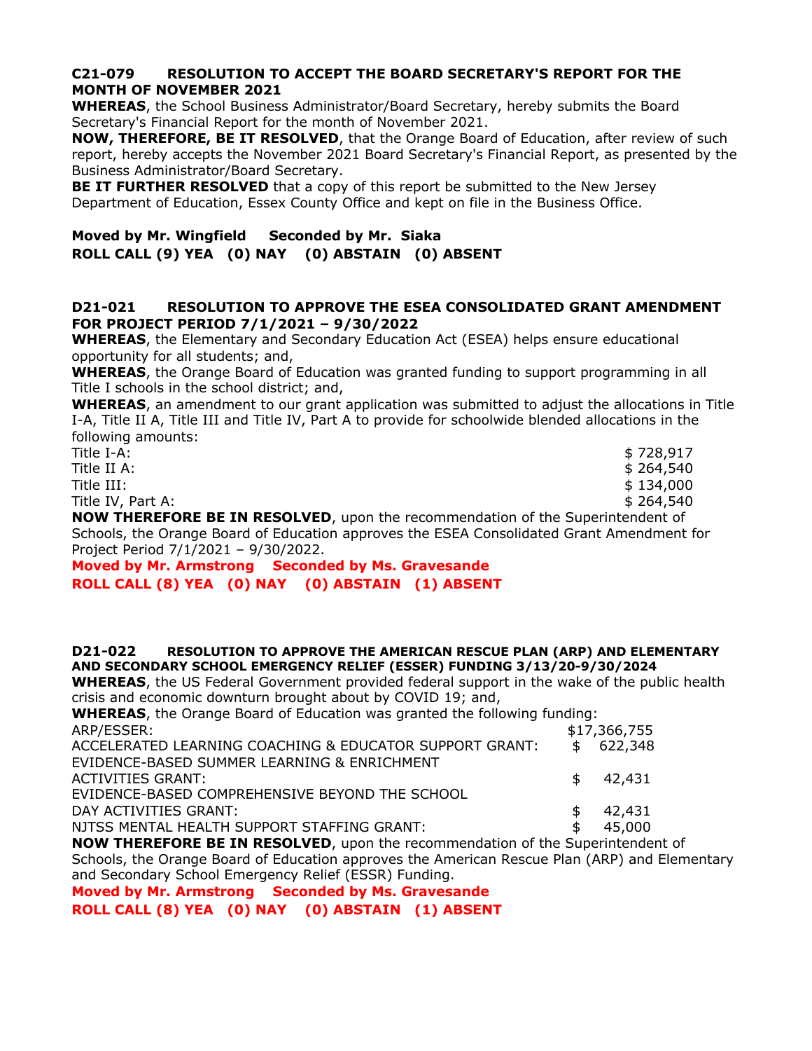**C21-079 RESOLUTION TO ACCEPT THE BOARD SECRETARY'S REPORT FOR THE MONTH OF NOVEMBER 2021**

**WHEREAS**, the School Business Administrator/Board Secretary, hereby submits the Board Secretary's Financial Report for the month of November 2021.

**NOW, THEREFORE, BE IT RESOLVED**, that the Orange Board of Education, after review of such report, hereby accepts the November 2021 Board Secretary's Financial Report, as presented by the Business Administrator/Board Secretary.

**BE IT FURTHER RESOLVED** that a copy of this report be submitted to the New Jersey Department of Education, Essex County Office and kept on file in the Business Office.

**Moved by Mr. Wingfield Seconded by Mr. Siaka**
**ROLL CALL (9) YEA (0) NAY (0) ABSTAIN (0) ABSENT**

**D21-021 RESOLUTION TO APPROVE THE ESEA CONSOLIDATED GRANT AMENDMENT FOR PROJECT PERIOD 7/1/2021 – 9/30/2022**

**WHEREAS**, the Elementary and Secondary Education Act (ESEA) helps ensure educational opportunity for all students; and,

**WHEREAS**, the Orange Board of Education was granted funding to support programming in all Title I schools in the school district; and,

**WHEREAS**, an amendment to our grant application was submitted to adjust the allocations in Title I-A, Title II A, Title III and Title IV, Part A to provide for schoolwide blended allocations in the following amounts:

| | |
|---|---|
| Title I-A: | $ 728,917 |
| Title II A: | $ 264,540 |
| Title III: | $ 134,000 |
| Title IV, Part A: | $ 264,540 |

**NOW THEREFORE BE IN RESOLVED**, upon the recommendation of the Superintendent of Schools, the Orange Board of Education approves the ESEA Consolidated Grant Amendment for Project Period 7/1/2021 – 9/30/2022.

**Moved by Mr. Armstrong Seconded by Ms. Gravesande**
**ROLL CALL (8) YEA (0) NAY (0) ABSTAIN (1) ABSENT**

**D21-022 RESOLUTION TO APPROVE THE AMERICAN RESCUE PLAN (ARP) AND ELEMENTARY AND SECONDARY SCHOOL EMERGENCY RELIEF (ESSER) FUNDING 3/13/20-9/30/2024**

**WHEREAS**, the US Federal Government provided federal support in the wake of the public health crisis and economic downturn brought about by COVID 19; and,

**WHEREAS**, the Orange Board of Education was granted the following funding:

| | |
|---|---|
| ARP/ESSER: | $17,366,755 |
| ACCELERATED LEARNING COACHING & EDUCATOR SUPPORT GRANT: | $ 622,348 |
| EVIDENCE-BASED SUMMER LEARNING & ENRICHMENT ACTIVITIES GRANT: | $ 42,431 |
| EVIDENCE-BASED COMPREHENSIVE BEYOND THE SCHOOL DAY ACTIVITIES GRANT: | $ 42,431 |
| NJTSS MENTAL HEALTH SUPPORT STAFFING GRANT: | $ 45,000 |

**NOW THEREFORE BE IN RESOLVED**, upon the recommendation of the Superintendent of Schools, the Orange Board of Education approves the American Rescue Plan (ARP) and Elementary and Secondary School Emergency Relief (ESSR) Funding.

**Moved by Mr. Armstrong Seconded by Ms. Gravesande**
**ROLL CALL (8) YEA (0) NAY (0) ABSTAIN (1) ABSENT**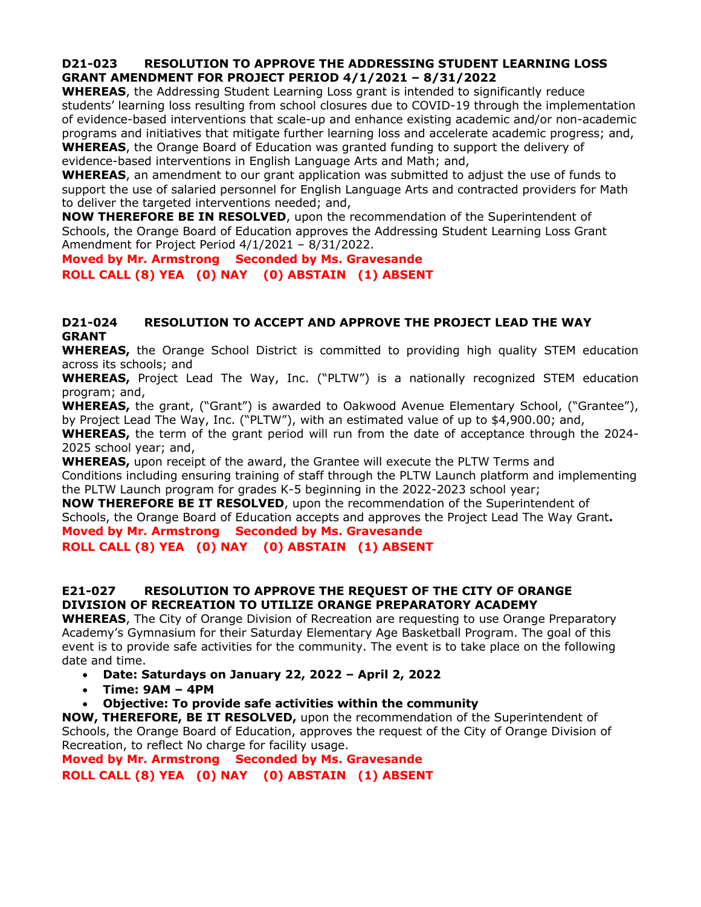**D21-023 RESOLUTION TO APPROVE THE ADDRESSING STUDENT LEARNING LOSS GRANT AMENDMENT FOR PROJECT PERIOD 4/1/2021 – 8/31/2022**

**WHEREAS**, the Addressing Student Learning Loss grant is intended to significantly reduce students' learning loss resulting from school closures due to COVID-19 through the implementation of evidence-based interventions that scale-up and enhance existing academic and/or non-academic programs and initiatives that mitigate further learning loss and accelerate academic progress; and,
**WHEREAS**, the Orange Board of Education was granted funding to support the delivery of evidence-based interventions in English Language Arts and Math; and,
**WHEREAS**, an amendment to our grant application was submitted to adjust the use of funds to support the use of salaried personnel for English Language Arts and contracted providers for Math to deliver the targeted interventions needed; and,
**NOW THEREFORE BE IN RESOLVED**, upon the recommendation of the Superintendent of Schools, the Orange Board of Education approves the Addressing Student Learning Loss Grant Amendment for Project Period 4/1/2021 – 8/31/2022.

**Moved by Mr. Armstrong Seconded by Ms. Gravesande**
**ROLL CALL (8) YEA (0) NAY (0) ABSTAIN (1) ABSENT**

**D21-024 RESOLUTION TO ACCEPT AND APPROVE THE PROJECT LEAD THE WAY GRANT**

**WHEREAS,** the Orange School District is committed to providing high quality STEM education across its schools; and
**WHEREAS,** Project Lead The Way, Inc. ("PLTW") is a nationally recognized STEM education program; and,
**WHEREAS,** the grant, ("Grant") is awarded to Oakwood Avenue Elementary School, ("Grantee"), by Project Lead The Way, Inc. ("PLTW"), with an estimated value of up to $4,900.00; and,
**WHEREAS,** the term of the grant period will run from the date of acceptance through the 2024-2025 school year; and,
**WHEREAS,** upon receipt of the award, the Grantee will execute the PLTW Terms and Conditions including ensuring training of staff through the PLTW Launch platform and implementing the PLTW Launch program for grades K-5 beginning in the 2022-2023 school year;
**NOW THEREFORE BE IT RESOLVED**, upon the recommendation of the Superintendent of Schools, the Orange Board of Education accepts and approves the Project Lead The Way Grant**.**

**Moved by Mr. Armstrong Seconded by Ms. Gravesande**
**ROLL CALL (8) YEA (0) NAY (0) ABSTAIN (1) ABSENT**

**E21-027 RESOLUTION TO APPROVE THE REQUEST OF THE CITY OF ORANGE DIVISION OF RECREATION TO UTILIZE ORANGE PREPARATORY ACADEMY**

**WHEREAS**, The City of Orange Division of Recreation are requesting to use Orange Preparatory Academy's Gymnasium for their Saturday Elementary Age Basketball Program. The goal of this event is to provide safe activities for the community. The event is to take place on the following date and time.

- **Date: Saturdays on January 22, 2022 – April 2, 2022**
- **Time: 9AM – 4PM**
- **Objective: To provide safe activities within the community**

**NOW, THEREFORE, BE IT RESOLVED,** upon the recommendation of the Superintendent of Schools, the Orange Board of Education, approves the request of the City of Orange Division of Recreation, to reflect No charge for facility usage.

**Moved by Mr. Armstrong Seconded by Ms. Gravesande**
**ROLL CALL (8) YEA (0) NAY (0) ABSTAIN (1) ABSENT**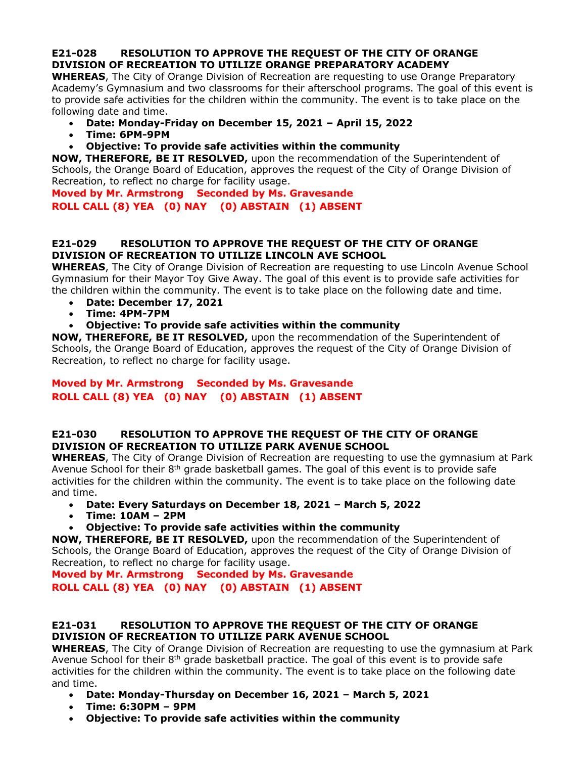**E21-028 RESOLUTION TO APPROVE THE REQUEST OF THE CITY OF ORANGE DIVISION OF RECREATION TO UTILIZE ORANGE PREPARATORY ACADEMY**

**WHEREAS**, The City of Orange Division of Recreation are requesting to use Orange Preparatory Academy's Gymnasium and two classrooms for their afterschool programs. The goal of this event is to provide safe activities for the children within the community. The event is to take place on the following date and time.

- **Date: Monday-Friday on December 15, 2021 – April 15, 2022**
- **Time: 6PM-9PM**
- **Objective: To provide safe activities within the community**

**NOW, THEREFORE, BE IT RESOLVED,** upon the recommendation of the Superintendent of Schools, the Orange Board of Education, approves the request of the City of Orange Division of Recreation, to reflect no charge for facility usage.

**Moved by Mr. Armstrong Seconded by Ms. Gravesande**
**ROLL CALL (8) YEA (0) NAY (0) ABSTAIN (1) ABSENT**

**E21-029 RESOLUTION TO APPROVE THE REQUEST OF THE CITY OF ORANGE DIVISION OF RECREATION TO UTILIZE LINCOLN AVE SCHOOL**

**WHEREAS**, The City of Orange Division of Recreation are requesting to use Lincoln Avenue School Gymnasium for their Mayor Toy Give Away. The goal of this event is to provide safe activities for the children within the community. The event is to take place on the following date and time.

- **Date: December 17, 2021**
- **Time: 4PM-7PM**
- **Objective: To provide safe activities within the community**

**NOW, THEREFORE, BE IT RESOLVED,** upon the recommendation of the Superintendent of Schools, the Orange Board of Education, approves the request of the City of Orange Division of Recreation, to reflect no charge for facility usage.

**Moved by Mr. Armstrong Seconded by Ms. Gravesande**
**ROLL CALL (8) YEA (0) NAY (0) ABSTAIN (1) ABSENT**

**E21-030 RESOLUTION TO APPROVE THE REQUEST OF THE CITY OF ORANGE DIVISION OF RECREATION TO UTILIZE PARK AVENUE SCHOOL**

**WHEREAS**, The City of Orange Division of Recreation are requesting to use the gymnasium at Park Avenue School for their 8th grade basketball games. The goal of this event is to provide safe activities for the children within the community. The event is to take place on the following date and time.

- **Date: Every Saturdays on December 18, 2021 – March 5, 2022**
- **Time: 10AM – 2PM**
- **Objective: To provide safe activities within the community**

**NOW, THEREFORE, BE IT RESOLVED,** upon the recommendation of the Superintendent of Schools, the Orange Board of Education, approves the request of the City of Orange Division of Recreation, to reflect no charge for facility usage.

**Moved by Mr. Armstrong Seconded by Ms. Gravesande**
**ROLL CALL (8) YEA (0) NAY (0) ABSTAIN (1) ABSENT**

**E21-031 RESOLUTION TO APPROVE THE REQUEST OF THE CITY OF ORANGE DIVISION OF RECREATION TO UTILIZE PARK AVENUE SCHOOL**

**WHEREAS**, The City of Orange Division of Recreation are requesting to use the gymnasium at Park Avenue School for their 8th grade basketball practice. The goal of this event is to provide safe activities for the children within the community. The event is to take place on the following date and time.

- **Date: Monday-Thursday on December 16, 2021 – March 5, 2021**
- **Time: 6:30PM – 9PM**
- **Objective: To provide safe activities within the community**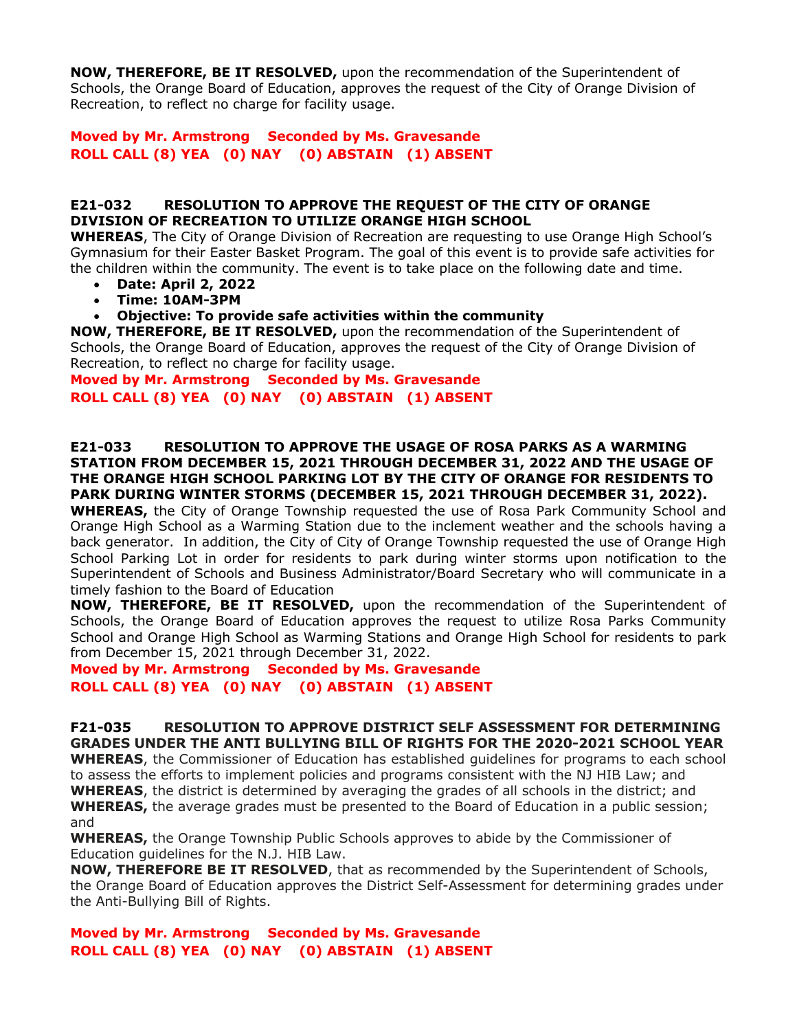**NOW, THEREFORE, BE IT RESOLVED,** upon the recommendation of the Superintendent of Schools, the Orange Board of Education, approves the request of the City of Orange Division of Recreation, to reflect no charge for facility usage.

**Moved by Mr. Armstrong   Seconded by Ms. Gravesande**
**ROLL CALL (8) YEA   (0) NAY   (0) ABSTAIN   (1) ABSENT**

**E21-032   RESOLUTION TO APPROVE THE REQUEST OF THE CITY OF ORANGE DIVISION OF RECREATION TO UTILIZE ORANGE HIGH SCHOOL**

**WHEREAS**, The City of Orange Division of Recreation are requesting to use Orange High School's Gymnasium for their Easter Basket Program. The goal of this event is to provide safe activities for the children within the community. The event is to take place on the following date and time.

- **Date: April 2, 2022**
- **Time: 10AM-3PM**
- **Objective: To provide safe activities within the community**

**NOW, THEREFORE, BE IT RESOLVED,** upon the recommendation of the Superintendent of Schools, the Orange Board of Education, approves the request of the City of Orange Division of Recreation, to reflect no charge for facility usage.

**Moved by Mr. Armstrong   Seconded by Ms. Gravesande**
**ROLL CALL (8) YEA   (0) NAY   (0) ABSTAIN   (1) ABSENT**

**E21-033   RESOLUTION TO APPROVE THE USAGE OF ROSA PARKS AS A WARMING STATION FROM DECEMBER 15, 2021 THROUGH DECEMBER 31, 2022 AND THE USAGE OF THE ORANGE HIGH SCHOOL PARKING LOT BY THE CITY OF ORANGE FOR RESIDENTS TO PARK DURING WINTER STORMS (DECEMBER 15, 2021 THROUGH DECEMBER 31, 2022).**

**WHEREAS,** the City of Orange Township requested the use of Rosa Park Community School and Orange High School as a Warming Station due to the inclement weather and the schools having a back generator. In addition, the City of City of Orange Township requested the use of Orange High School Parking Lot in order for residents to park during winter storms upon notification to the Superintendent of Schools and Business Administrator/Board Secretary who will communicate in a timely fashion to the Board of Education

**NOW, THEREFORE, BE IT RESOLVED,** upon the recommendation of the Superintendent of Schools, the Orange Board of Education approves the request to utilize Rosa Parks Community School and Orange High School as Warming Stations and Orange High School for residents to park from December 15, 2021 through December 31, 2022.

**Moved by Mr. Armstrong   Seconded by Ms. Gravesande**
**ROLL CALL (8) YEA   (0) NAY   (0) ABSTAIN   (1) ABSENT**

**F21-035   RESOLUTION TO APPROVE DISTRICT SELF ASSESSMENT FOR DETERMINING GRADES UNDER THE ANTI BULLYING BILL OF RIGHTS FOR THE 2020-2021 SCHOOL YEAR**

**WHEREAS**, the Commissioner of Education has established guidelines for programs to each school to assess the efforts to implement policies and programs consistent with the NJ HIB Law; and
**WHEREAS**, the district is determined by averaging the grades of all schools in the district; and
**WHEREAS,** the average grades must be presented to the Board of Education in a public session; and

**WHEREAS,** the Orange Township Public Schools approves to abide by the Commissioner of Education guidelines for the N.J. HIB Law.

**NOW, THEREFORE BE IT RESOLVED**, that as recommended by the Superintendent of Schools, the Orange Board of Education approves the District Self-Assessment for determining grades under the Anti-Bullying Bill of Rights.

**Moved by Mr. Armstrong   Seconded by Ms. Gravesande**
**ROLL CALL (8) YEA   (0) NAY   (0) ABSTAIN   (1) ABSENT**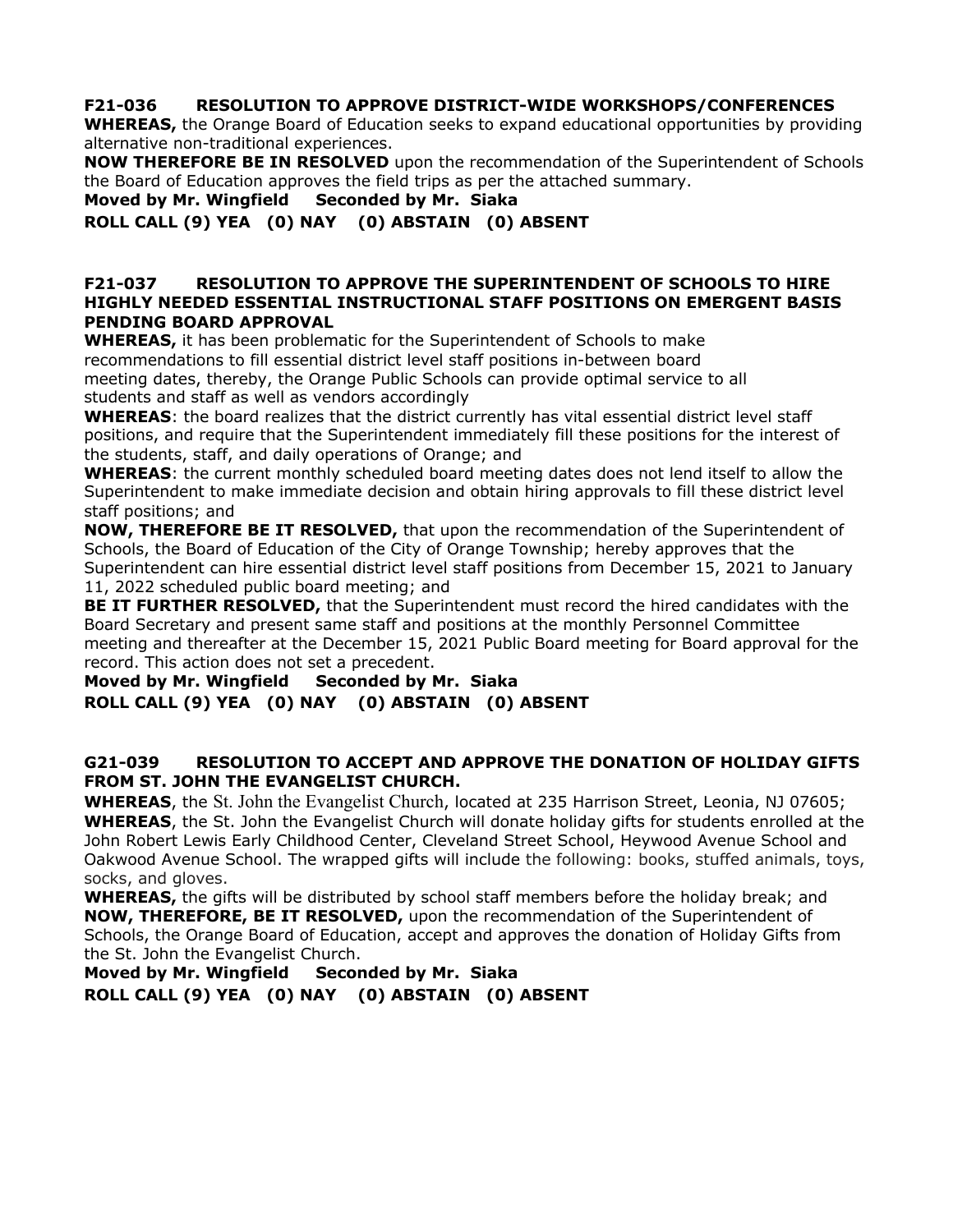**F21-036 RESOLUTION TO APPROVE DISTRICT-WIDE WORKSHOPS/CONFERENCES**

**WHEREAS,** the Orange Board of Education seeks to expand educational opportunities by providing alternative non-traditional experiences.

**NOW THEREFORE BE IN RESOLVED** upon the recommendation of the Superintendent of Schools the Board of Education approves the field trips as per the attached summary.

**Moved by Mr. Wingfield Seconded by Mr. Siaka**

**ROLL CALL (9) YEA (0) NAY (0) ABSTAIN (0) ABSENT**

**F21-037 RESOLUTION TO APPROVE THE SUPERINTENDENT OF SCHOOLS TO HIRE HIGHLY NEEDED ESSENTIAL INSTRUCTIONAL STAFF POSITIONS ON EMERGENT BASIS PENDING BOARD APPROVAL**

**WHEREAS,** it has been problematic for the Superintendent of Schools to make recommendations to fill essential district level staff positions in-between board meeting dates, thereby, the Orange Public Schools can provide optimal service to all students and staff as well as vendors accordingly

**WHEREAS**: the board realizes that the district currently has vital essential district level staff positions, and require that the Superintendent immediately fill these positions for the interest of the students, staff, and daily operations of Orange; and

**WHEREAS**: the current monthly scheduled board meeting dates does not lend itself to allow the Superintendent to make immediate decision and obtain hiring approvals to fill these district level staff positions; and

**NOW, THEREFORE BE IT RESOLVED,** that upon the recommendation of the Superintendent of Schools, the Board of Education of the City of Orange Township; hereby approves that the Superintendent can hire essential district level staff positions from December 15, 2021 to January 11, 2022 scheduled public board meeting; and

**BE IT FURTHER RESOLVED,** that the Superintendent must record the hired candidates with the Board Secretary and present same staff and positions at the monthly Personnel Committee meeting and thereafter at the December 15, 2021 Public Board meeting for Board approval for the record. This action does not set a precedent.

**Moved by Mr. Wingfield Seconded by Mr. Siaka**

**ROLL CALL (9) YEA (0) NAY (0) ABSTAIN (0) ABSENT**

**G21-039 RESOLUTION TO ACCEPT AND APPROVE THE DONATION OF HOLIDAY GIFTS FROM ST. JOHN THE EVANGELIST CHURCH.**

**WHEREAS**, the St. John the Evangelist Church, located at 235 Harrison Street, Leonia, NJ 07605;

**WHEREAS**, the St. John the Evangelist Church will donate holiday gifts for students enrolled at the John Robert Lewis Early Childhood Center, Cleveland Street School, Heywood Avenue School and Oakwood Avenue School. The wrapped gifts will include the following: books, stuffed animals, toys, socks, and gloves.

**WHEREAS,** the gifts will be distributed by school staff members before the holiday break; and

**NOW, THEREFORE, BE IT RESOLVED,** upon the recommendation of the Superintendent of Schools, the Orange Board of Education, accept and approves the donation of Holiday Gifts from the St. John the Evangelist Church.

**Moved by Mr. Wingfield Seconded by Mr. Siaka**

**ROLL CALL (9) YEA (0) NAY (0) ABSTAIN (0) ABSENT**